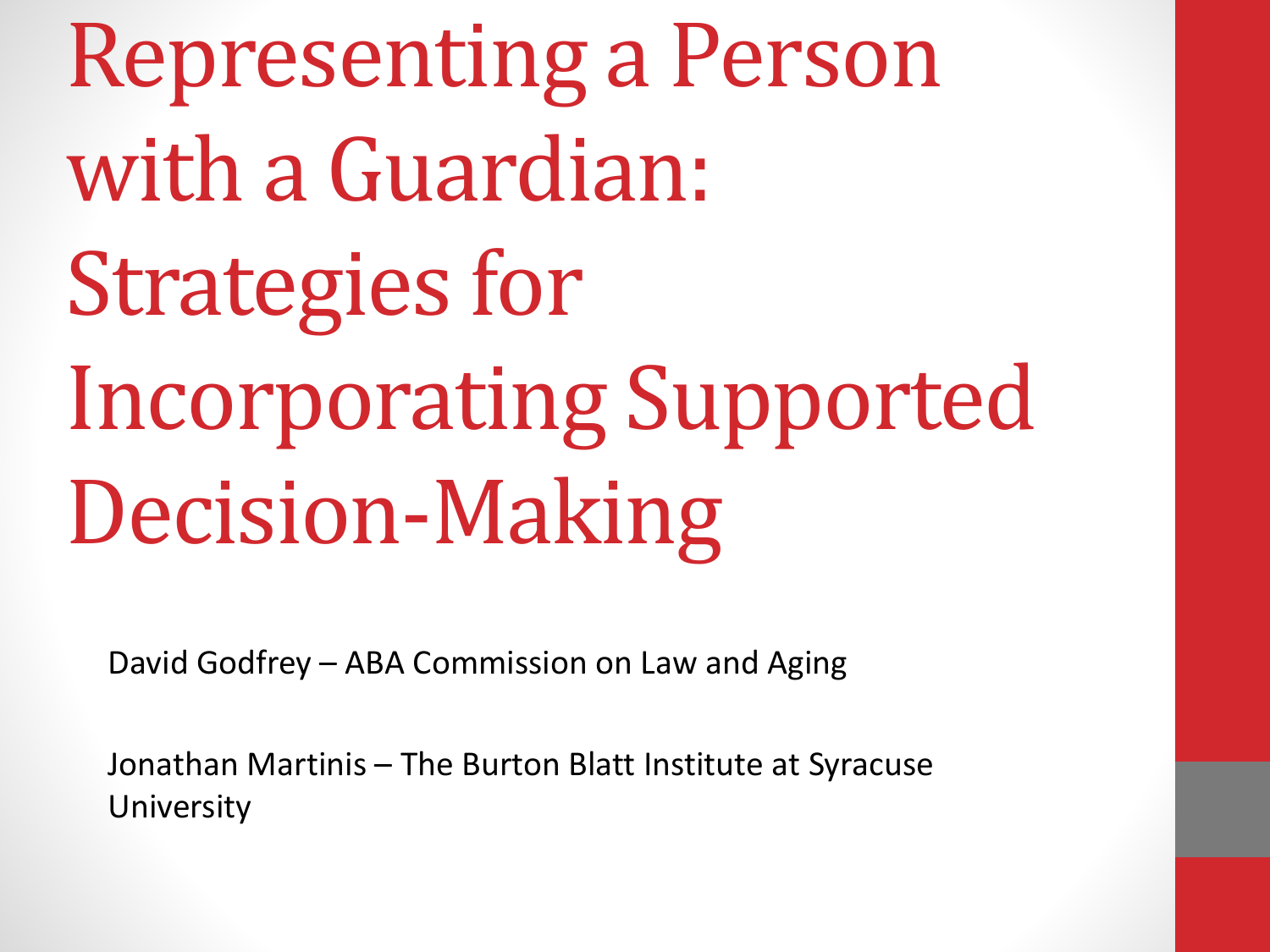# Representing a Person with a Guardian: Strategies for Incorporating Supported Decision-Making

David Godfrey – ABA Commission on Law and Aging

Jonathan Martinis – The Burton Blatt Institute at Syracuse University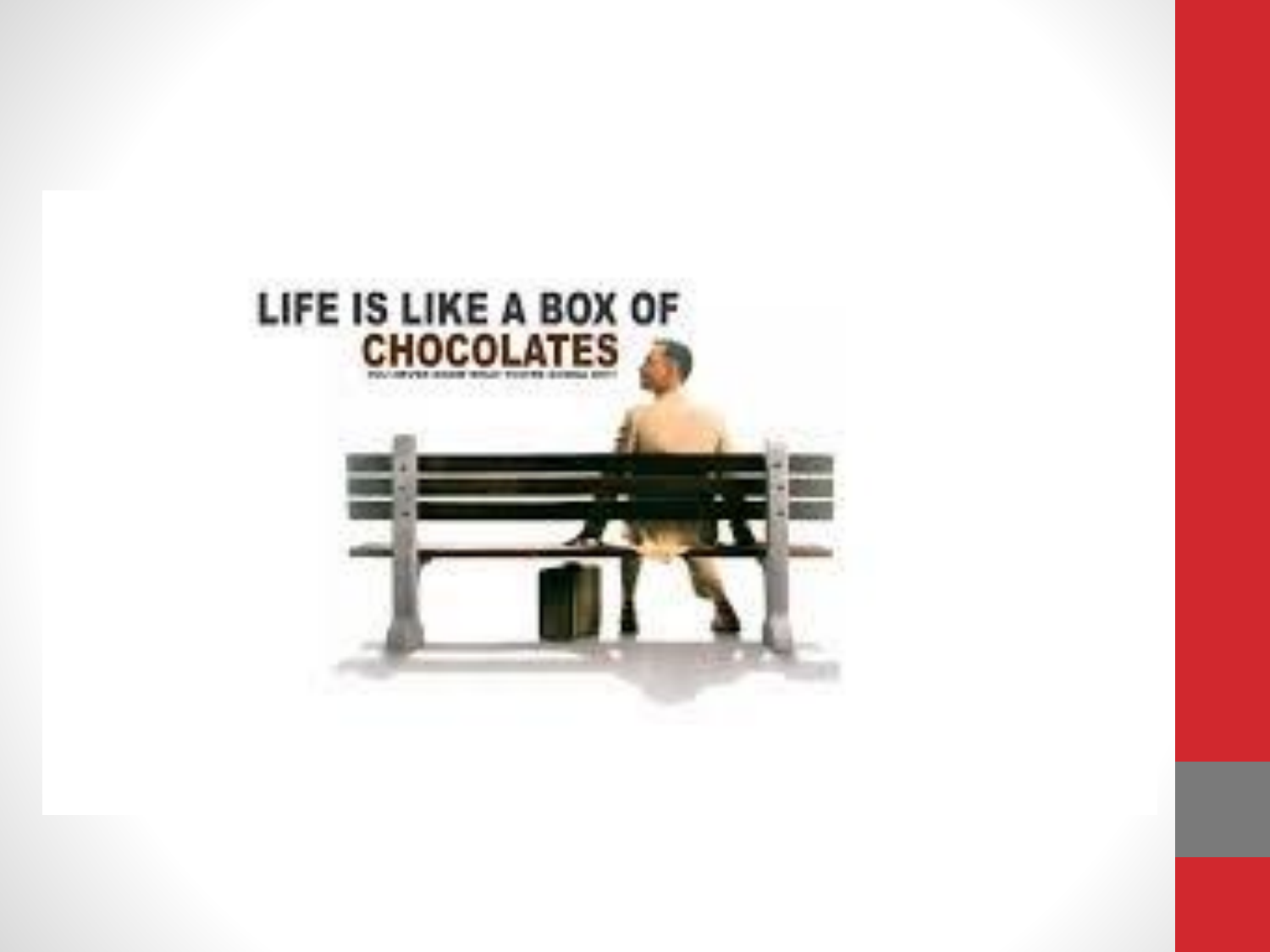LIFE IS LIKE A BOX OF

CHOCOLATES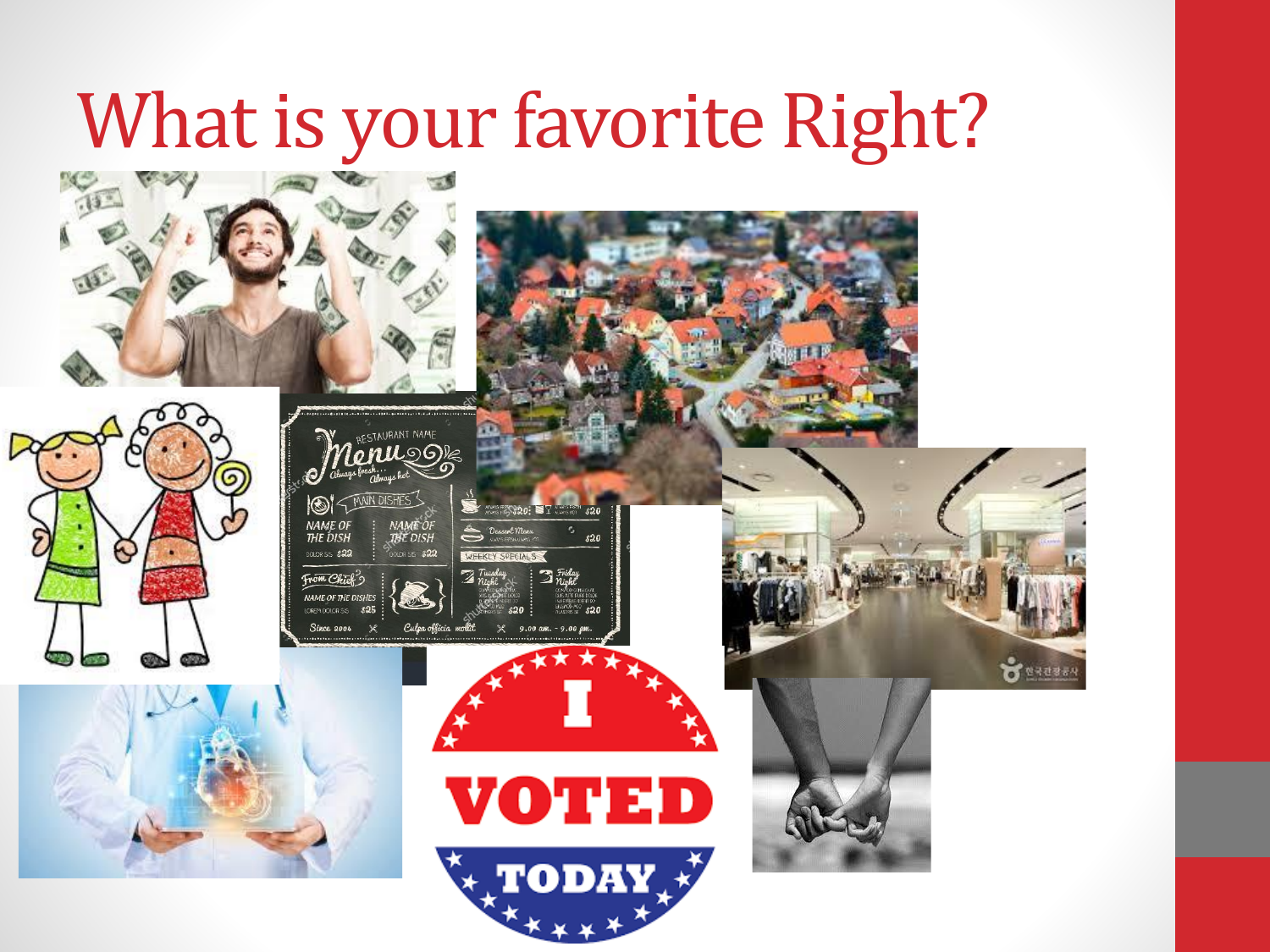# What is your favorite Right?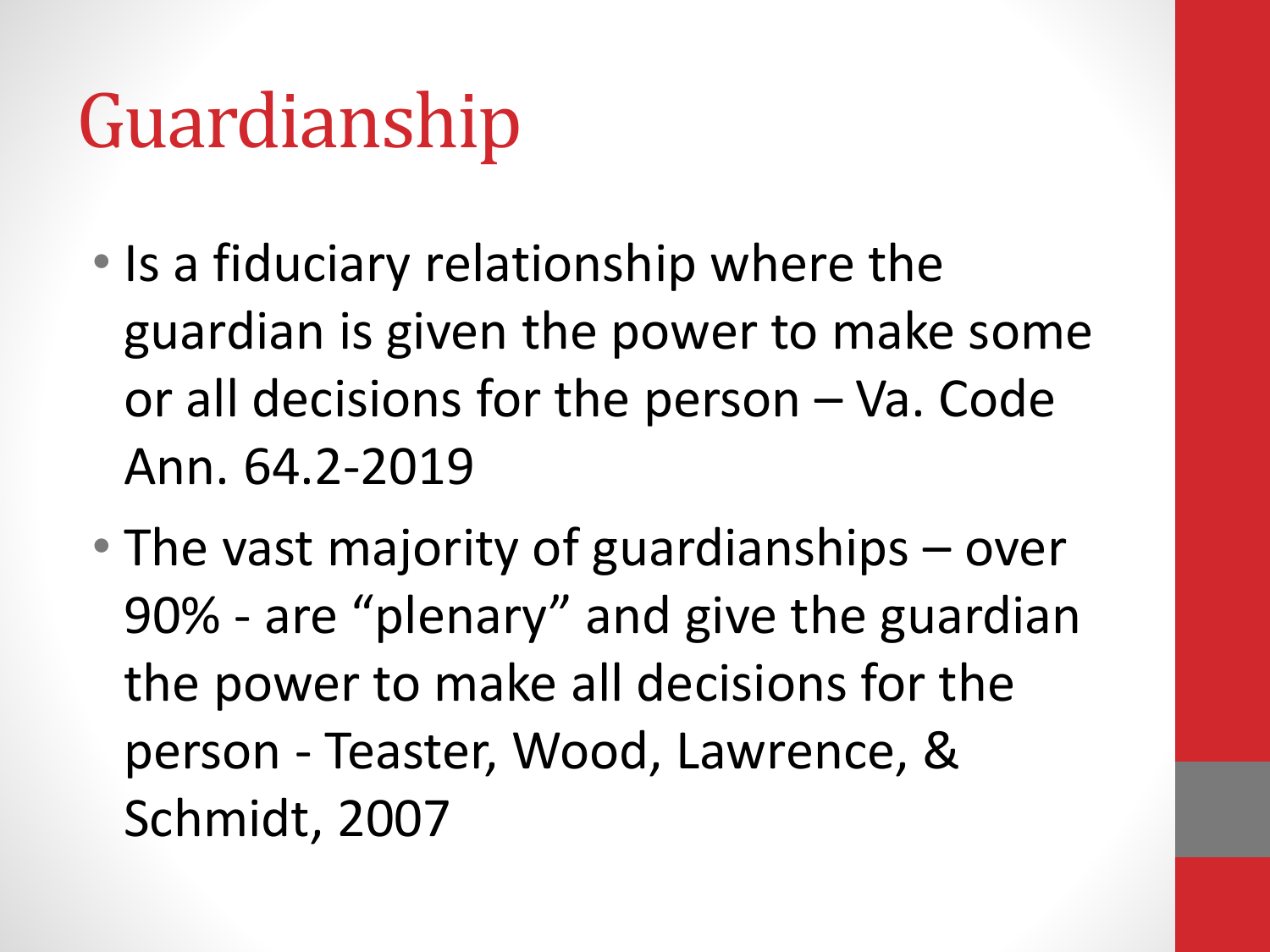# Guardianship

- Is a fiduciary relationship where the guardian is given the power to make some or all decisions for the person – Va. Code Ann. 64.2-2019
- The vast majority of guardianships – over 90% - are "plenary" and give the guardian the power to make all decisions for the person - Teaster, Wood, Lawrence, & Schmidt, 2007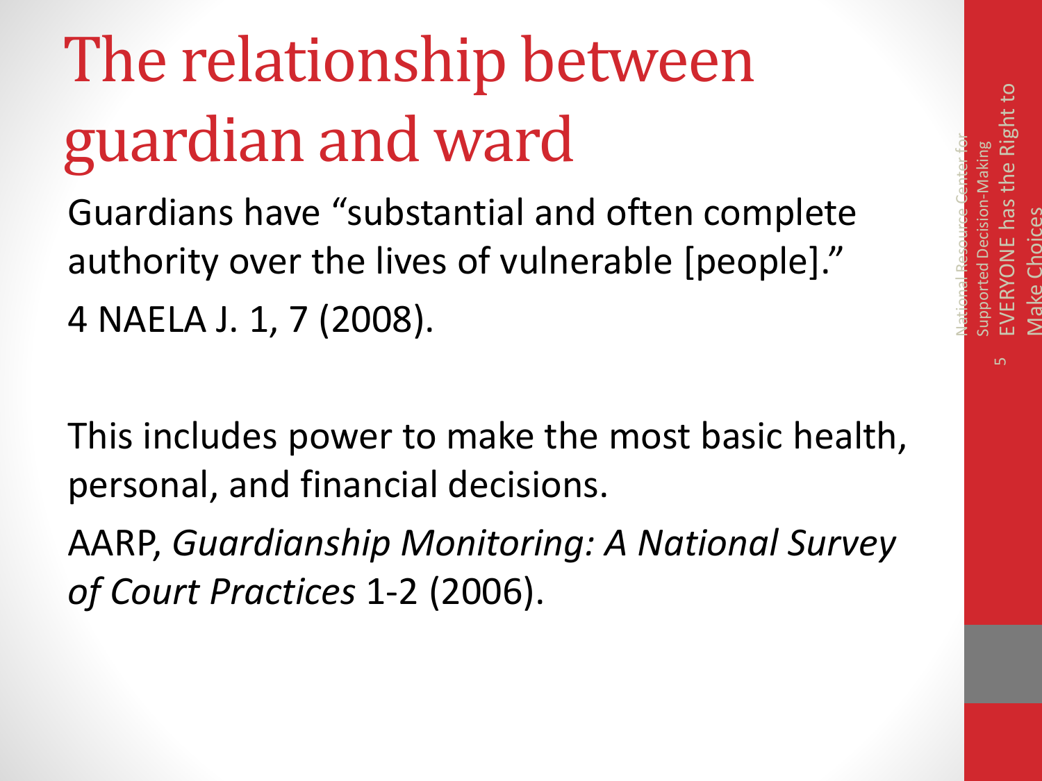# The relationship between guardian and ward

Guardians have "substantial and often complete authority over the lives of vulnerable [people]."
4 NAELA J. 1, 7 (2008).

This includes power to make the most basic health, personal, and financial decisions.

AARP, *Guardianship Monitoring: A National Survey of Court Practices* 1-2 (2006).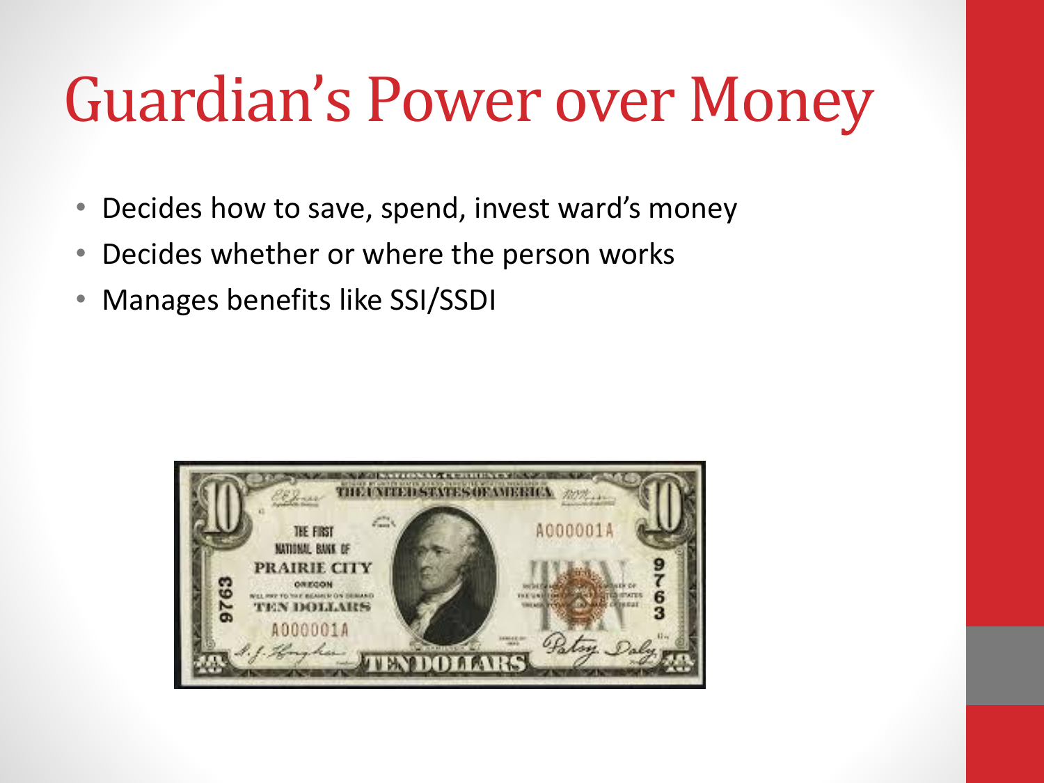# Guardian's Power over Money

- Decides how to save, spend, invest ward's money
- Decides whether or where the person works
- Manages benefits like SSI/SSDI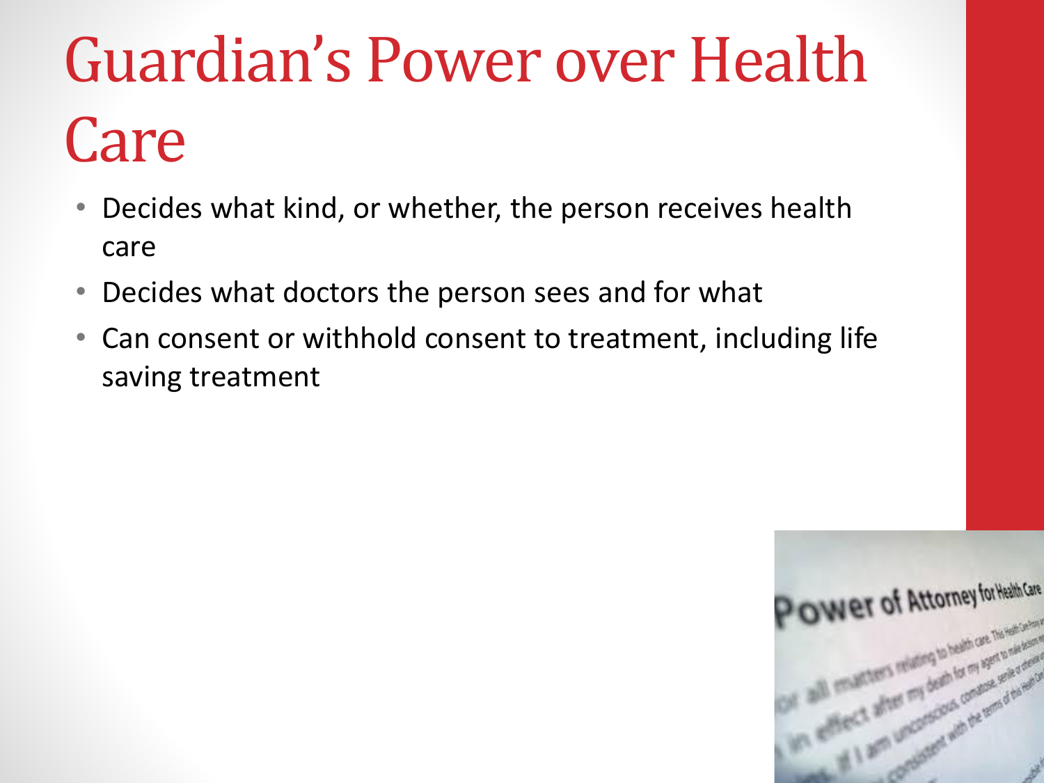# Guardian's Power over Health Care

- Decides what kind, or whether, the person receives health care
- Decides what doctors the person sees and for what
- Can consent or withhold consent to treatment, including life saving treatment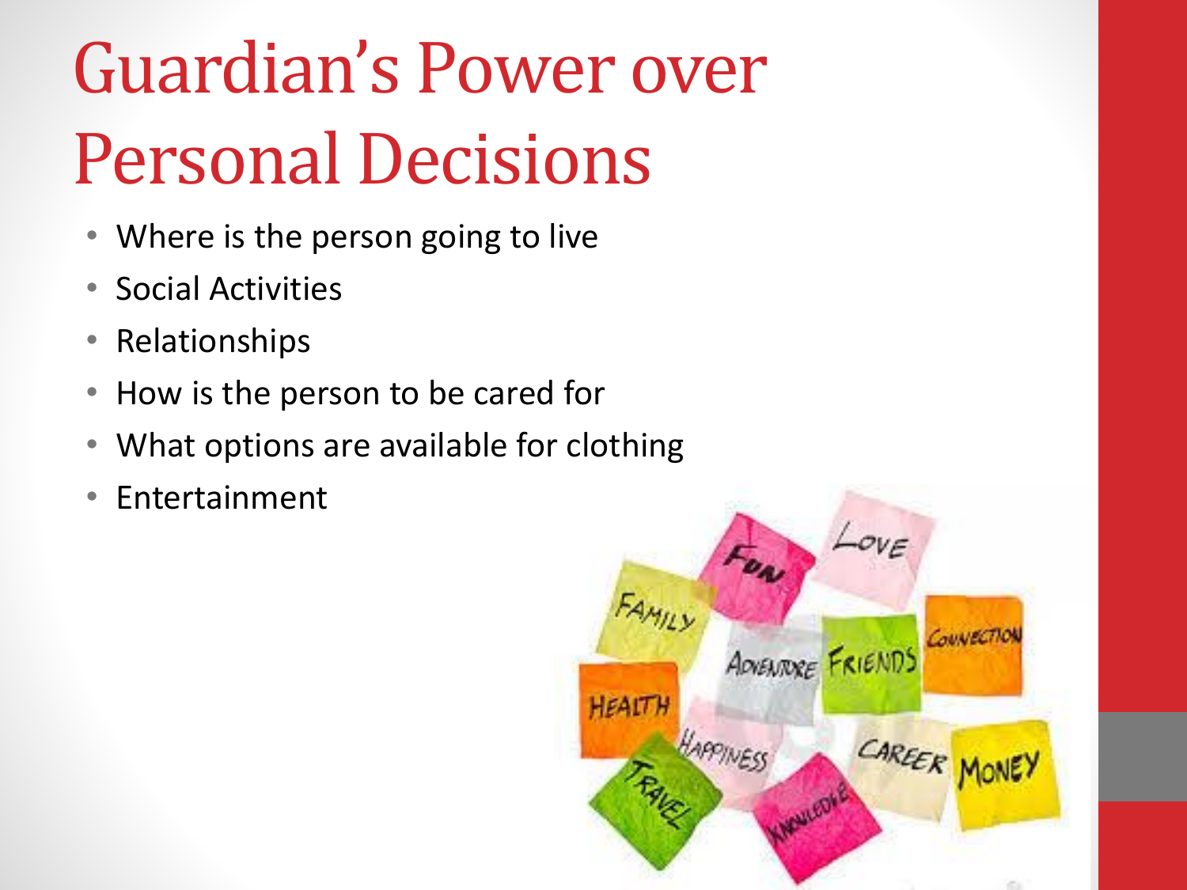# Guardian's Power over Personal Decisions

- Where is the person going to live
- Social Activities
- Relationships
- How is the person to be cared for
- What options are available for clothing
- Entertainment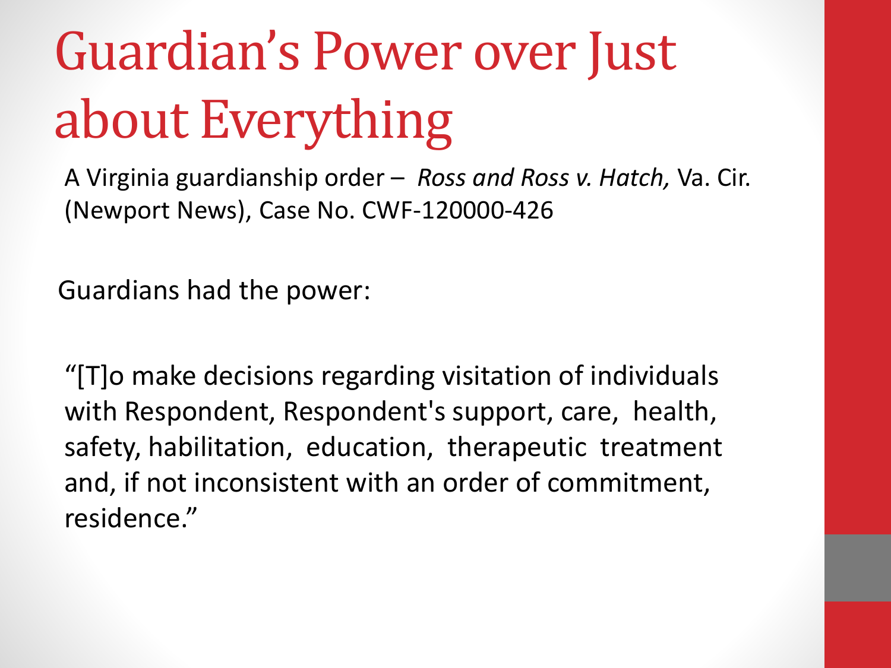# Guardian's Power over Just about Everything

A Virginia guardianship order – *Ross and Ross v. Hatch,* Va. Cir. (Newport News), Case No. CWF-120000-426

Guardians had the power:

"[T]o make decisions regarding visitation of individuals with Respondent, Respondent's support, care, health, safety, habilitation, education, therapeutic treatment and, if not inconsistent with an order of commitment, residence."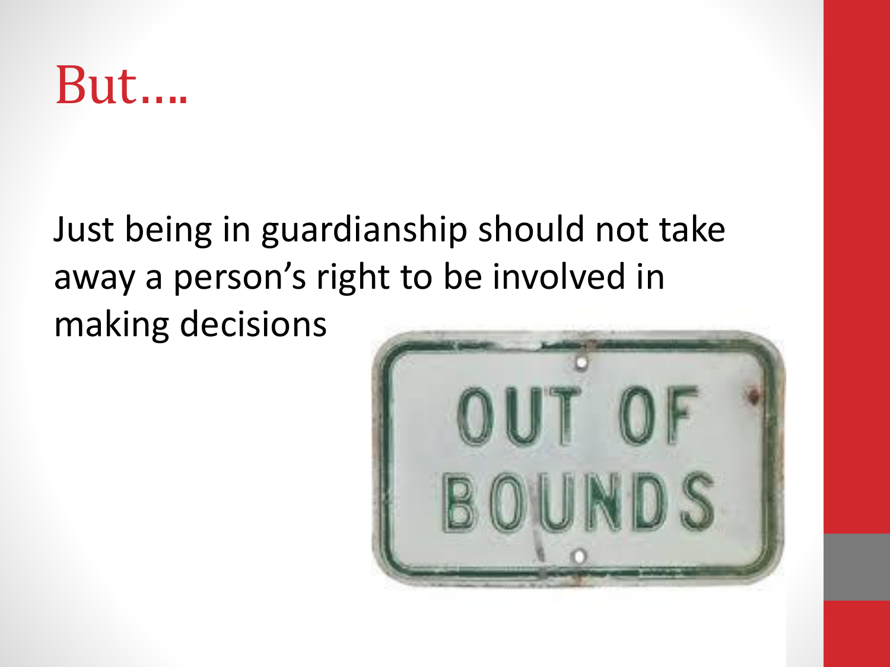# But….

Just being in guardianship should not take away a person's right to be involved in making decisions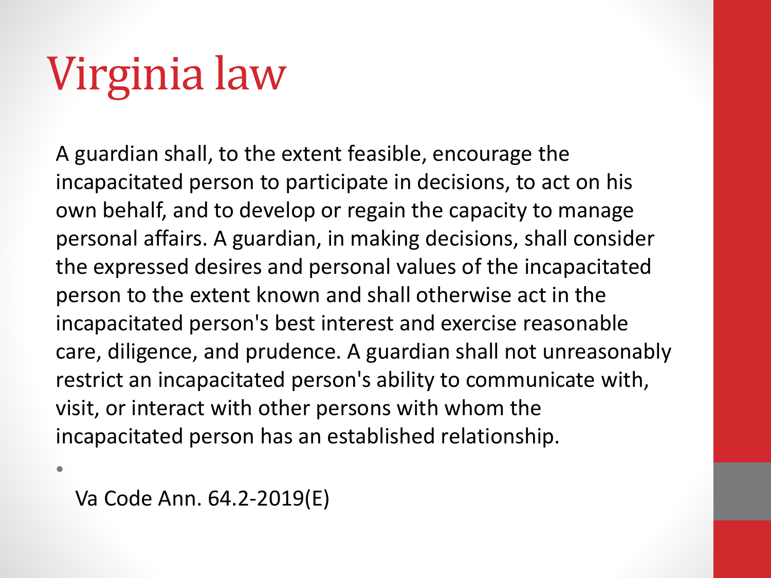# Virginia law

A guardian shall, to the extent feasible, encourage the incapacitated person to participate in decisions, to act on his own behalf, and to develop or regain the capacity to manage personal affairs. A guardian, in making decisions, shall consider the expressed desires and personal values of the incapacitated person to the extent known and shall otherwise act in the incapacitated person's best interest and exercise reasonable care, diligence, and prudence. A guardian shall not unreasonably restrict an incapacitated person's ability to communicate with, visit, or interact with other persons with whom the incapacitated person has an established relationship.

- Va Code Ann. 64.2-2019(E)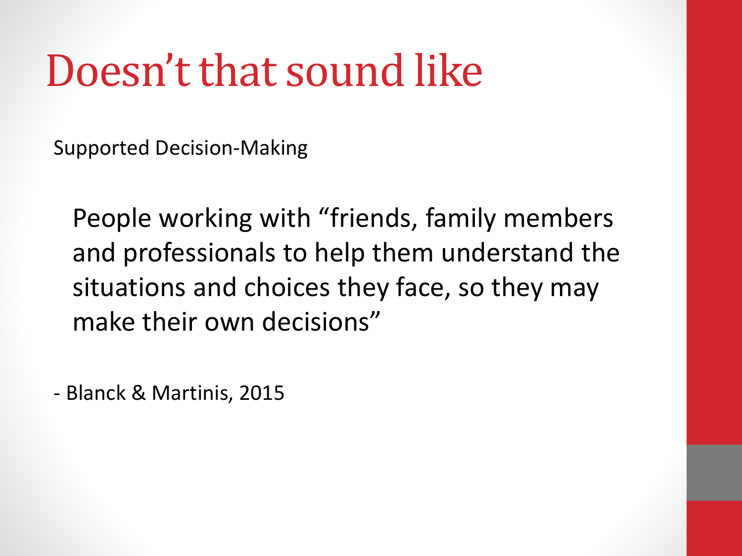# Doesn't that sound like

Supported Decision-Making

People working with "friends, family members and professionals to help them understand the situations and choices they face, so they may make their own decisions"

- Blanck & Martinis, 2015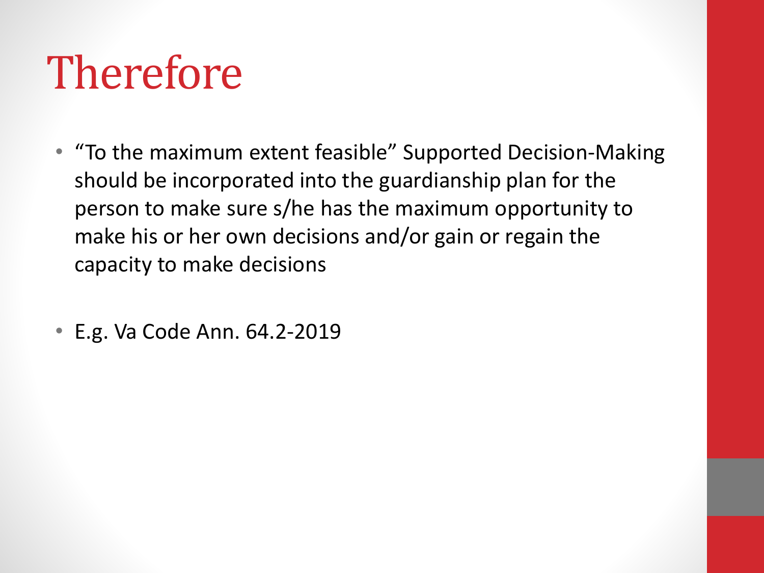# Therefore

- “To the maximum extent feasible” Supported Decision-Making should be incorporated into the guardianship plan for the person to make sure s/he has the maximum opportunity to make his or her own decisions and/or gain or regain the capacity to make decisions
- E.g. Va Code Ann. 64.2-2019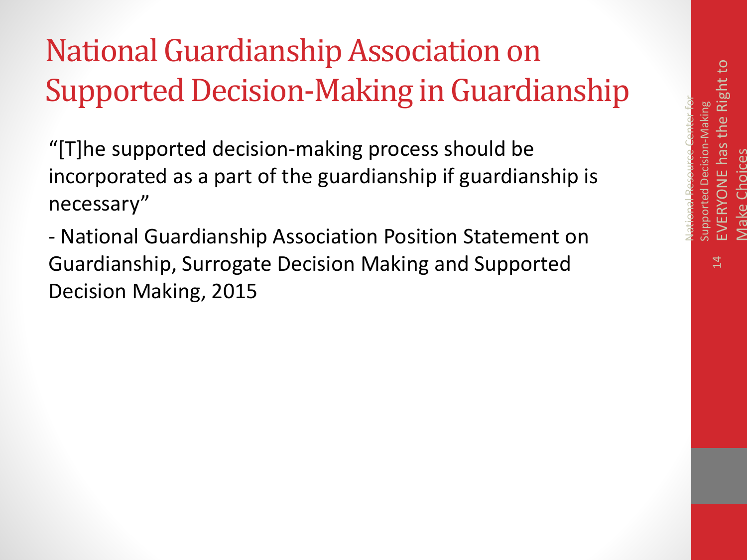# National Guardianship Association on Supported Decision-Making in Guardianship

"[T]he supported decision-making process should be incorporated as a part of the guardianship if guardianship is necessary"

- National Guardianship Association Position Statement on Guardianship, Surrogate Decision Making and Supported Decision Making, 2015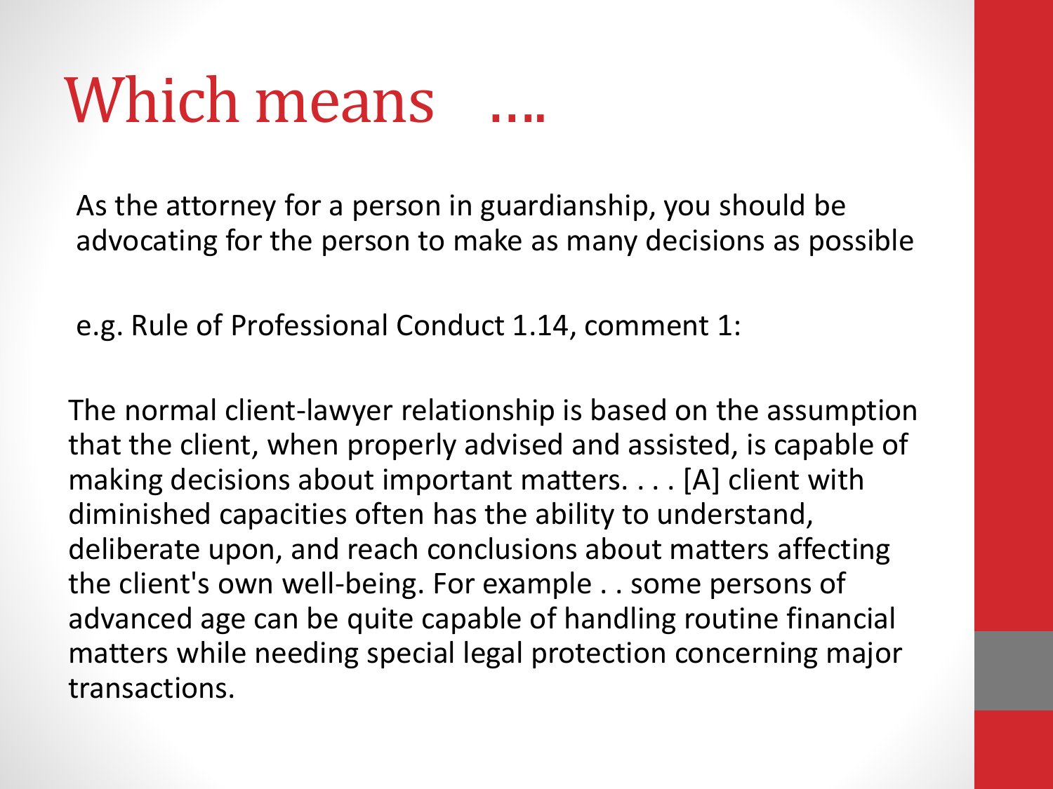# Which means ….

As the attorney for a person in guardianship, you should be advocating for the person to make as many decisions as possible

e.g. Rule of Professional Conduct 1.14, comment 1:

The normal client-lawyer relationship is based on the assumption that the client, when properly advised and assisted, is capable of making decisions about important matters. . . . [A] client with diminished capacities often has the ability to understand, deliberate upon, and reach conclusions about matters affecting the client's own well-being. For example . . some persons of advanced age can be quite capable of handling routine financial matters while needing special legal protection concerning major transactions.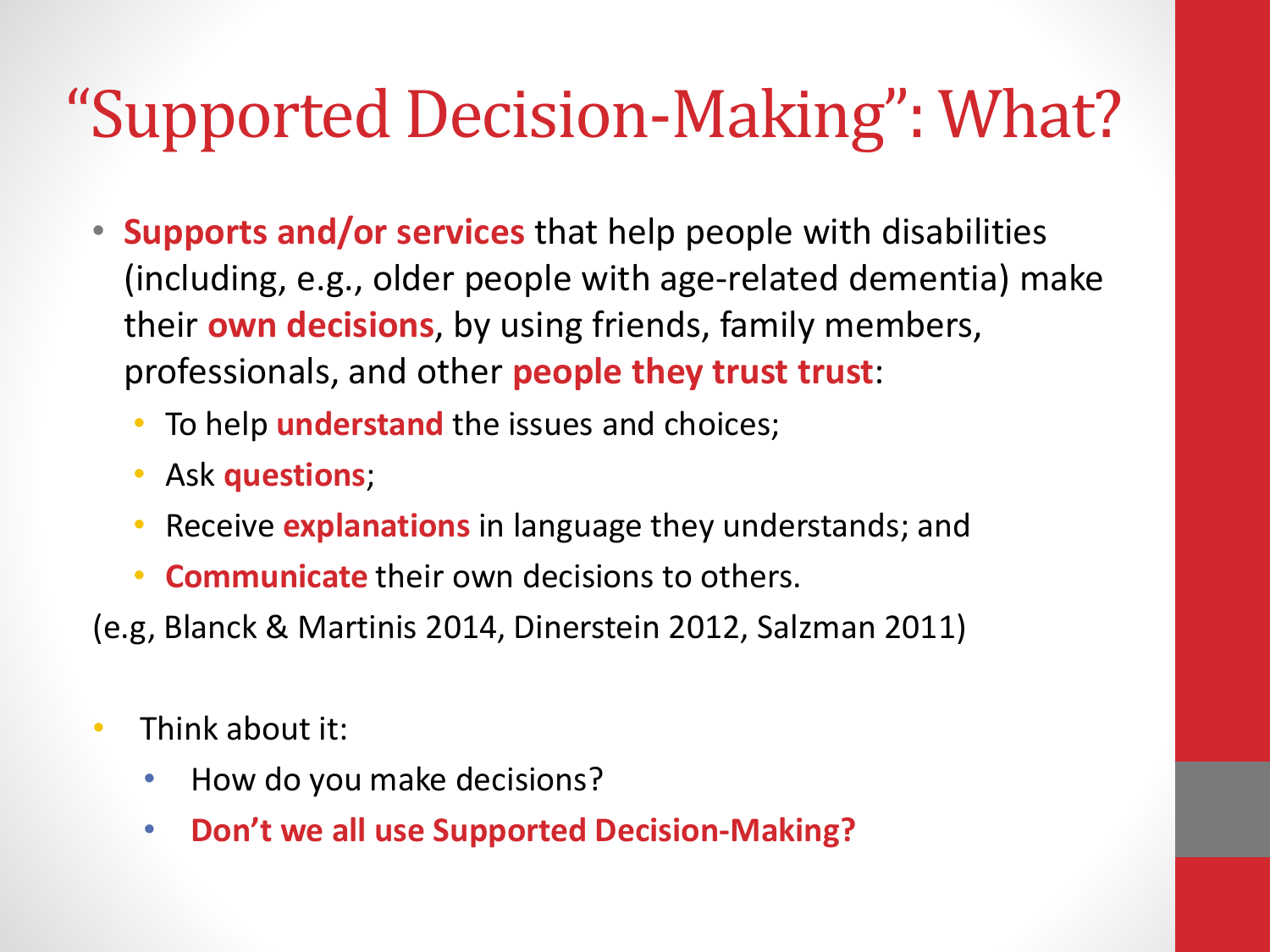# "Supported Decision-Making": What?

- **Supports and/or services** that help people with disabilities (including, e.g., older people with age-related dementia) make their **own decisions**, by using friends, family members, professionals, and other **people they trust trust**:
  - To help **understand** the issues and choices;
  - Ask **questions**;
  - Receive **explanations** in language they understands; and
  - **Communicate** their own decisions to others.

(e.g, Blanck & Martinis 2014, Dinerstein 2012, Salzman 2011)

- Think about it:
  - How do you make decisions?
  - **Don't we all use Supported Decision-Making?**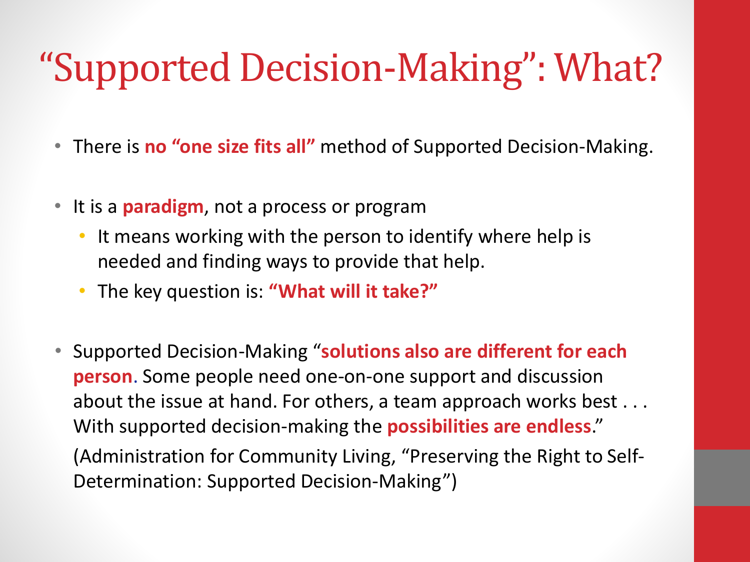# "Supported Decision-Making": What?

- There is **no "one size fits all"** method of Supported Decision-Making.
- It is a **paradigm**, not a process or program
  - It means working with the person to identify where help is needed and finding ways to provide that help.
  - The key question is: **"What will it take?"**
- Supported Decision-Making "**solutions also are different for each person**. Some people need one-on-one support and discussion about the issue at hand. For others, a team approach works best . . . With supported decision-making the **possibilities are endless**."

  (Administration for Community Living, "Preserving the Right to Self-Determination: Supported Decision-Making")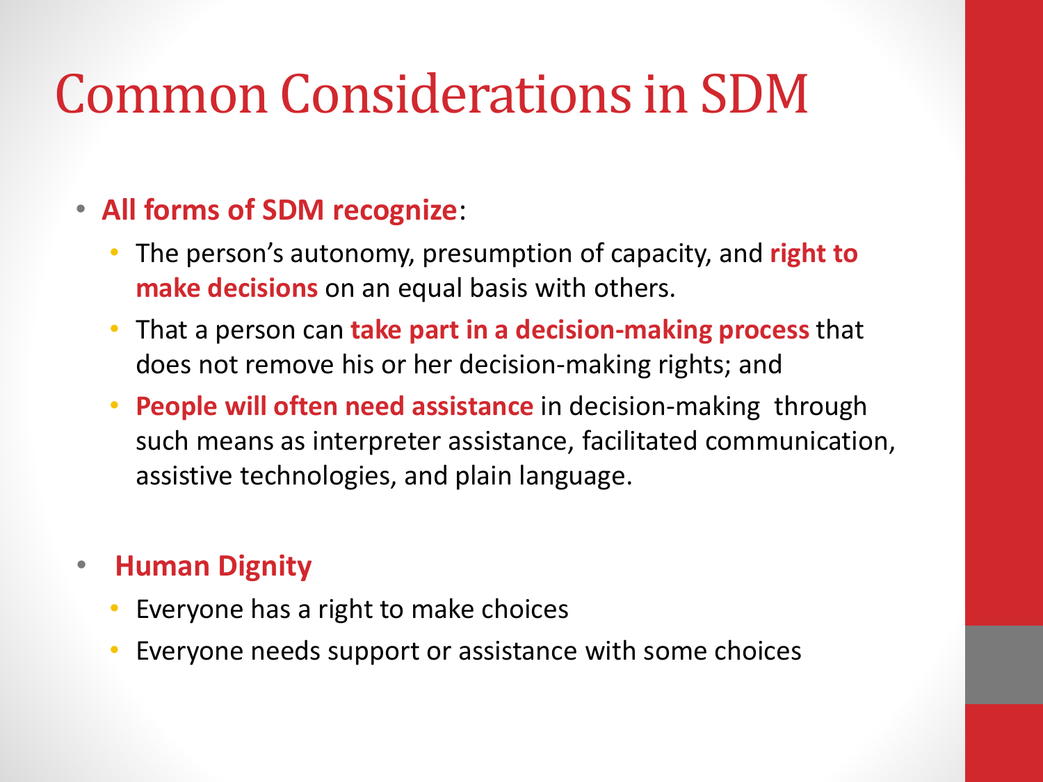# Common Considerations in SDM

- **All forms of SDM recognize**:
  - The person's autonomy, presumption of capacity, and **right to make decisions** on an equal basis with others.
  - That a person can **take part in a decision-making process** that does not remove his or her decision-making rights; and
  - **People will often need assistance** in decision-making through such means as interpreter assistance, facilitated communication, assistive technologies, and plain language.

- **Human Dignity**
  - Everyone has a right to make choices
  - Everyone needs support or assistance with some choices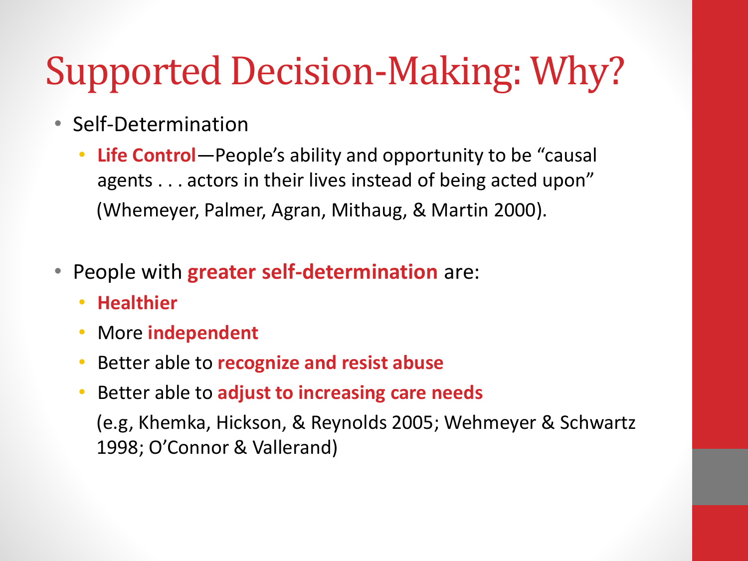# Supported Decision-Making: Why?

- Self-Determination
  - **Life Control**—People's ability and opportunity to be "causal agents . . . actors in their lives instead of being acted upon" (Whemeyer, Palmer, Agran, Mithaug, & Martin 2000).

- People with **greater self-determination** are:
  - **Healthier**
  - More **independent**
  - Better able to **recognize and resist abuse**
  - Better able to **adjust to increasing care needs**

  (e.g, Khemka, Hickson, & Reynolds 2005; Wehmeyer & Schwartz 1998; O'Connor & Vallerand)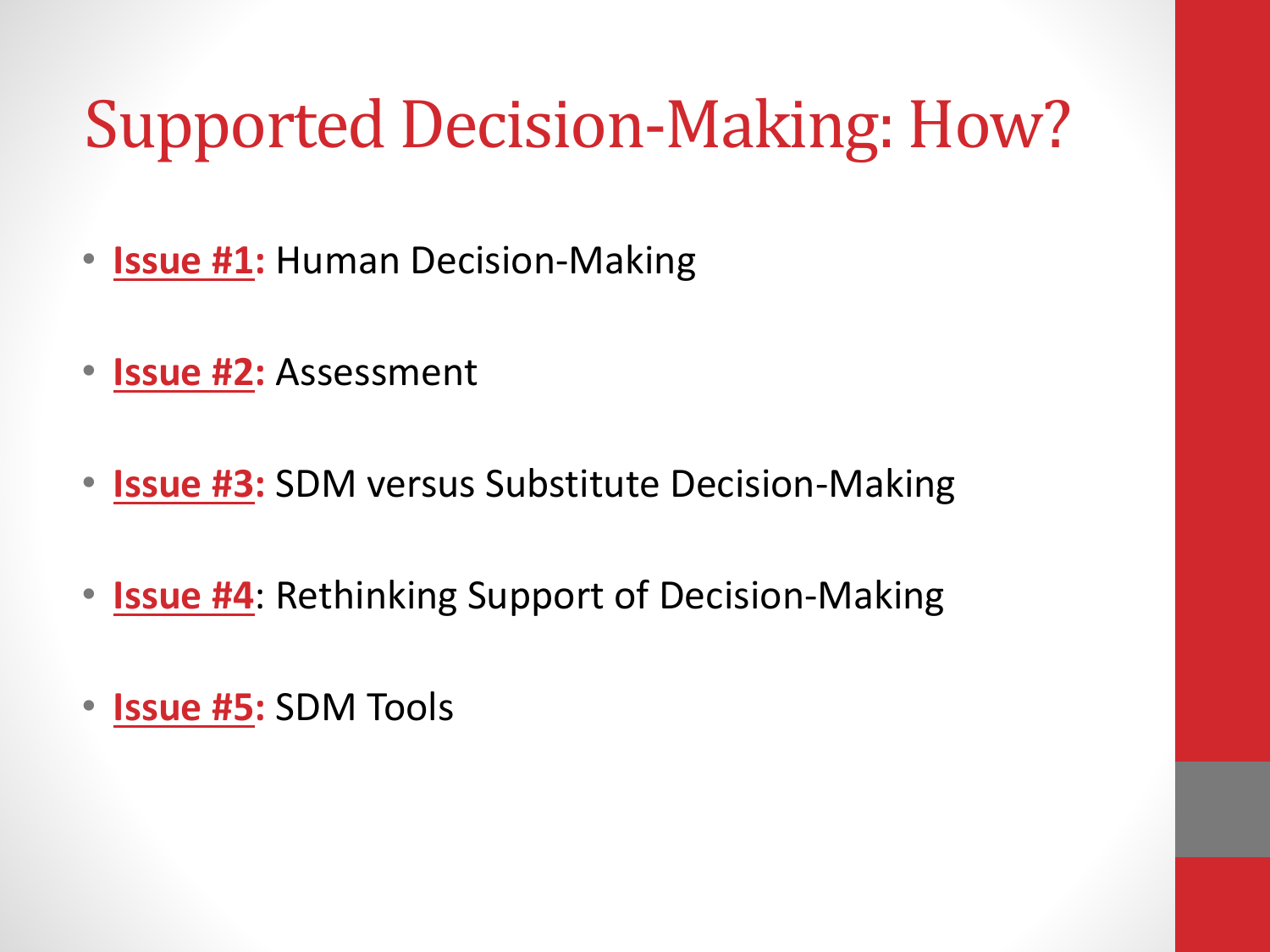# Supported Decision-Making: How?

- **Issue #1:** Human Decision-Making
- **Issue #2:** Assessment
- **Issue #3:** SDM versus Substitute Decision-Making
- **Issue #4**: Rethinking Support of Decision-Making
- **Issue #5:** SDM Tools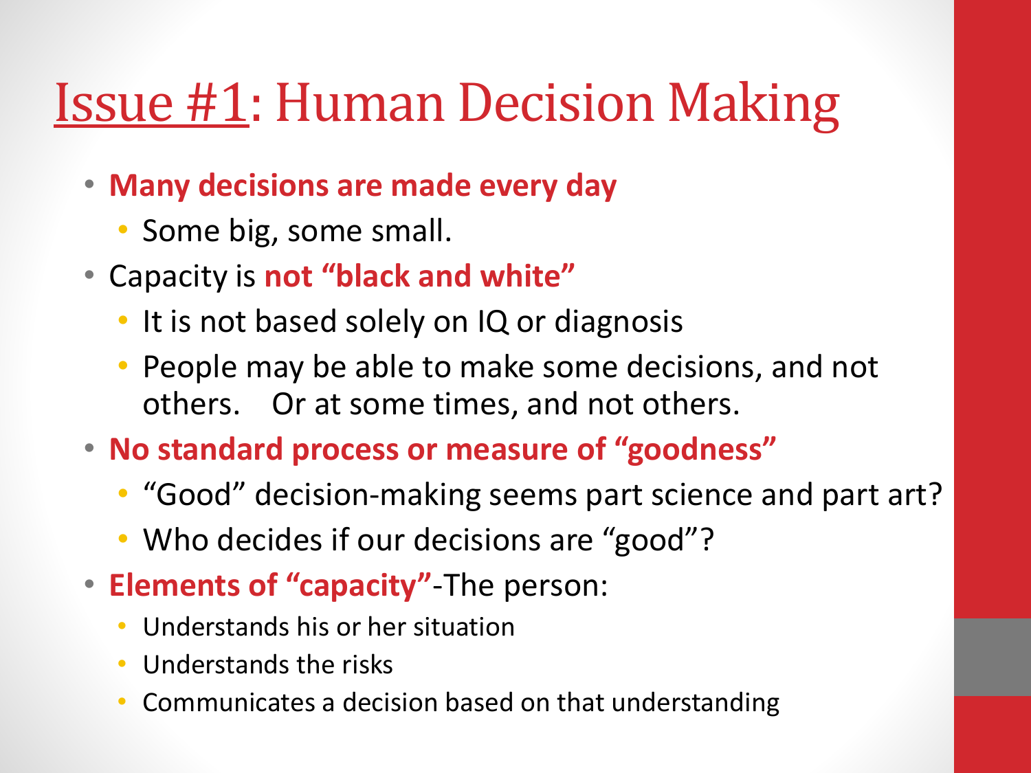# Issue #1: Human Decision Making

- **Many decisions are made every day**
  - Some big, some small.
- Capacity is **not "black and white"**
  - It is not based solely on IQ or diagnosis
  - People may be able to make some decisions, and not others. Or at some times, and not others.
- **No standard process or measure of "goodness"**
  - "Good" decision-making seems part science and part art?
  - Who decides if our decisions are "good"?
- **Elements of "capacity"**-The person:
  - Understands his or her situation
  - Understands the risks
  - Communicates a decision based on that understanding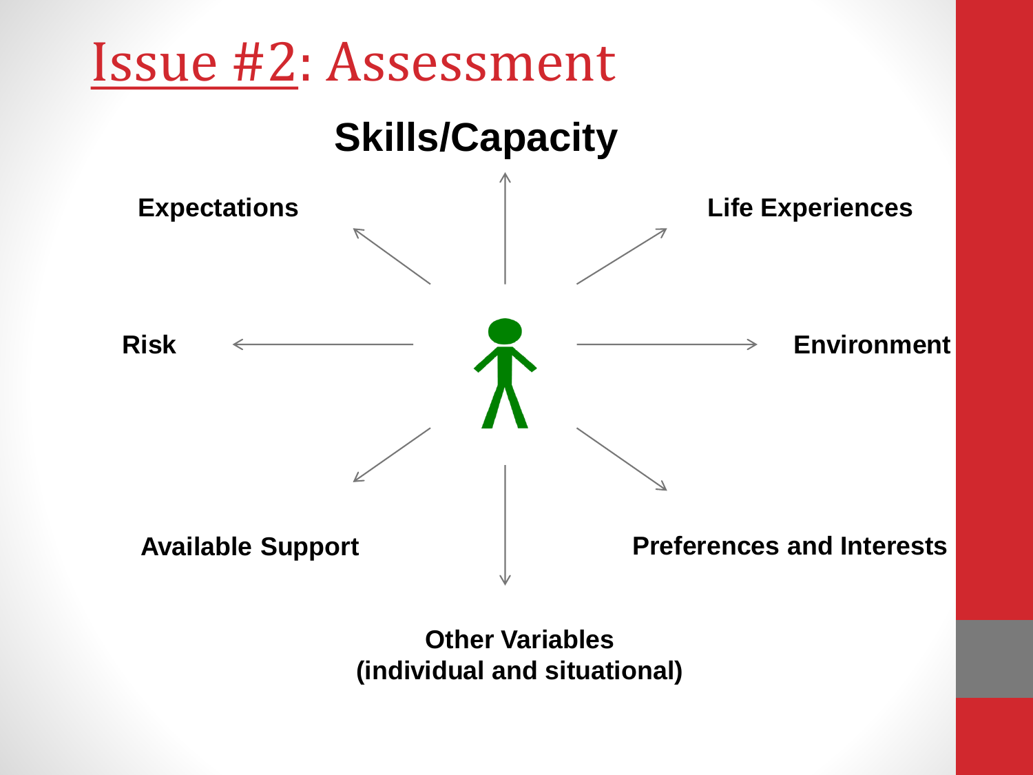# Issue #2: Assessment

**Skills/Capacity**

**Expectations**

**Life Experiences**

**Risk**

**Environment**

**Available Support**

**Preferences and Interests**

**Other Variables (individual and situational)**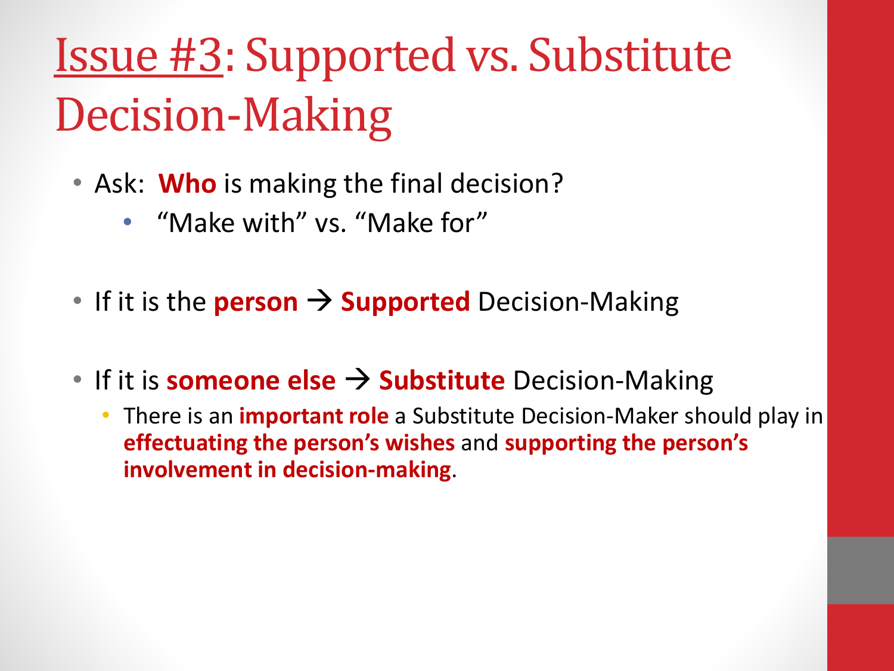# Issue #3: Supported vs. Substitute Decision-Making

- Ask: **Who** is making the final decision?
  - "Make with" vs. "Make for"
- If it is the **person** → **Supported** Decision-Making
- If it is **someone else** → **Substitute** Decision-Making
  - There is an **important role** a Substitute Decision-Maker should play in **effectuating the person's wishes** and **supporting the person's involvement in decision-making**.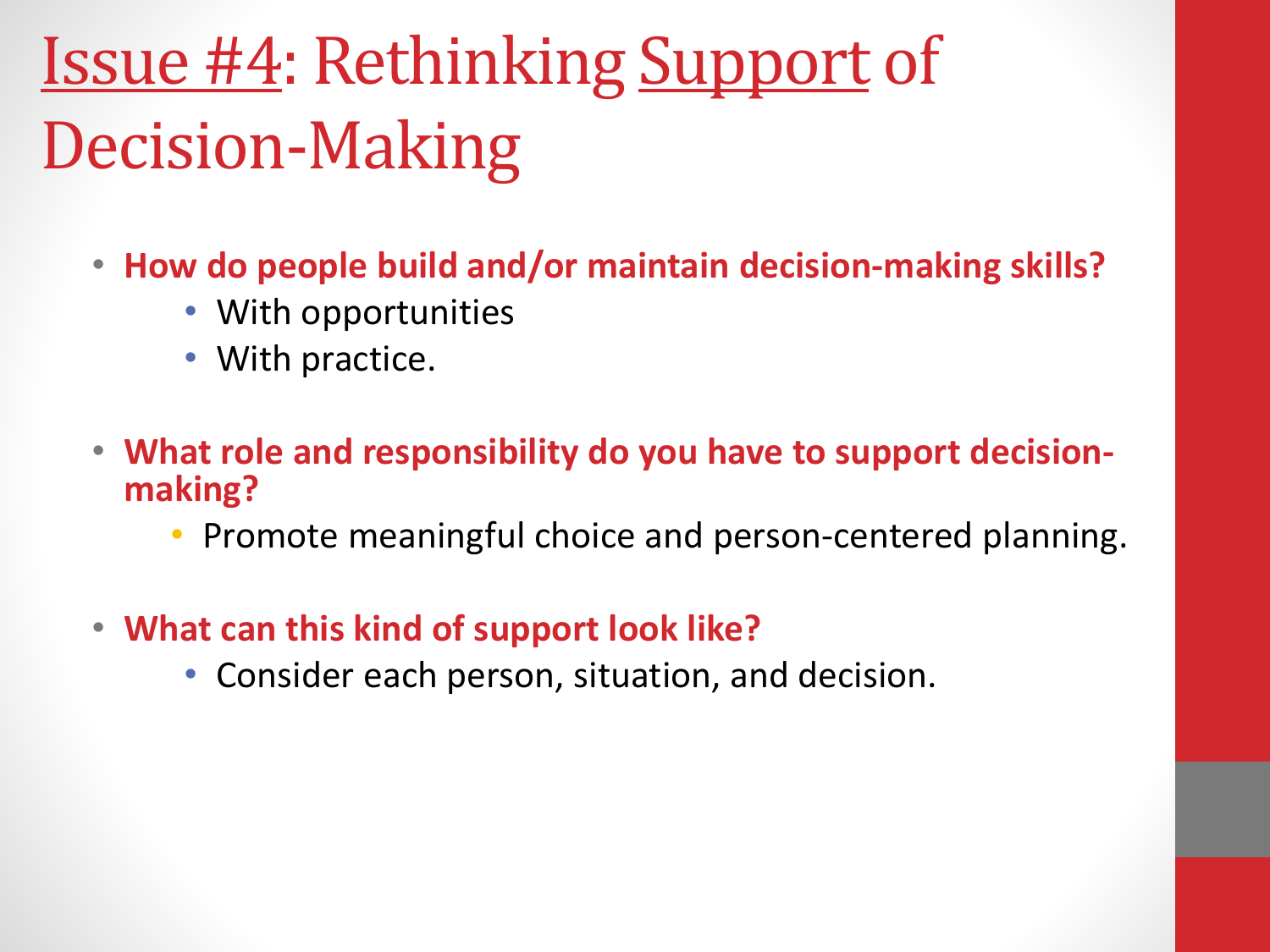# Issue #4: Rethinking Support of Decision-Making

- **How do people build and/or maintain decision-making skills?**
  - With opportunities
  - With practice.

- **What role and responsibility do you have to support decision-making?**
  - Promote meaningful choice and person-centered planning.

- **What can this kind of support look like?**
  - Consider each person, situation, and decision.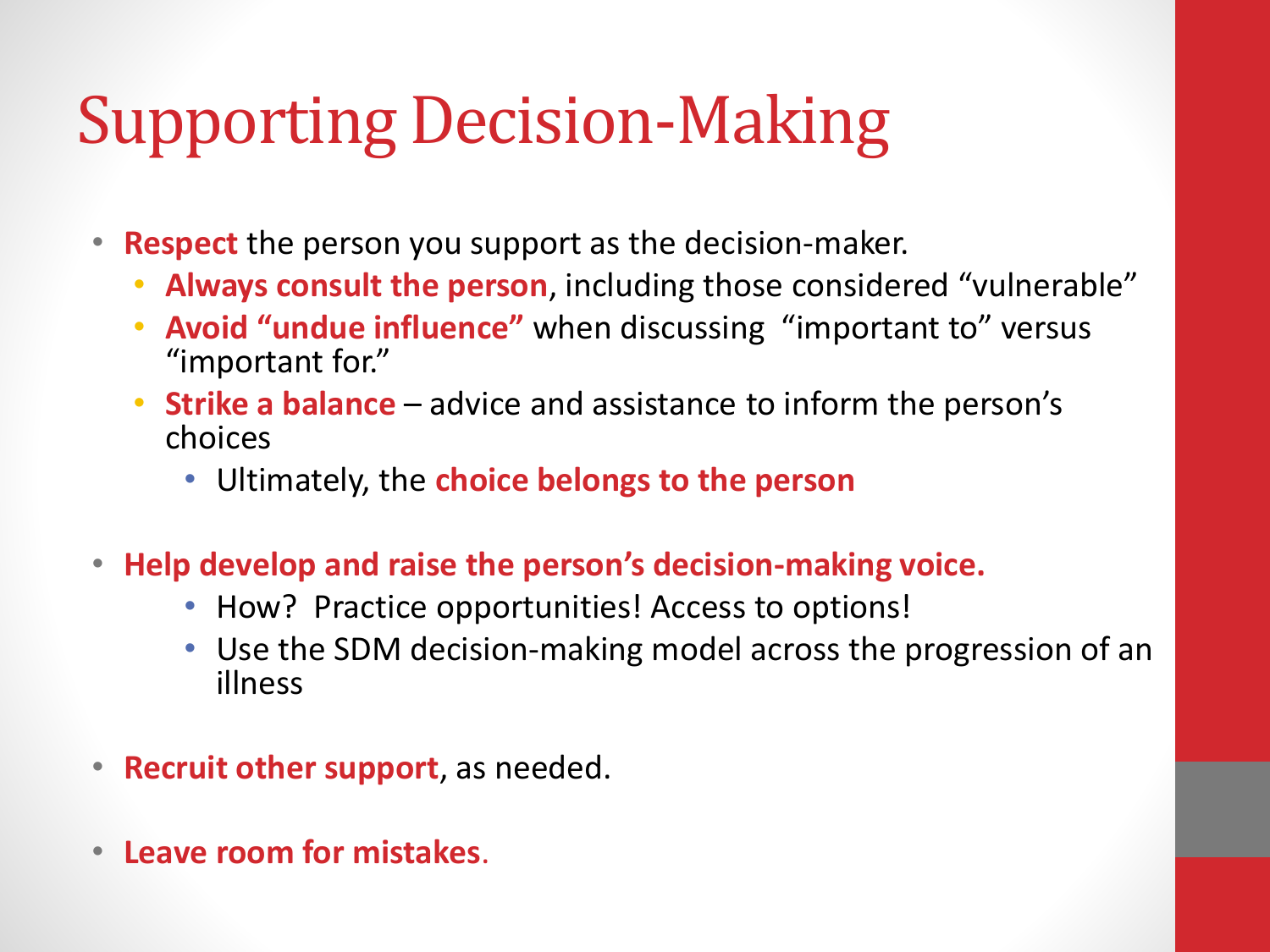# Supporting Decision-Making

- **Respect** the person you support as the decision-maker.
  - **Always consult the person**, including those considered "vulnerable"
  - **Avoid "undue influence"** when discussing "important to" versus "important for."
  - **Strike a balance** – advice and assistance to inform the person's choices
    - Ultimately, the **choice belongs to the person**
- **Help develop and raise the person's decision-making voice.**
  - How? Practice opportunities! Access to options!
  - Use the SDM decision-making model across the progression of an illness
- **Recruit other support**, as needed.
- **Leave room for mistakes**.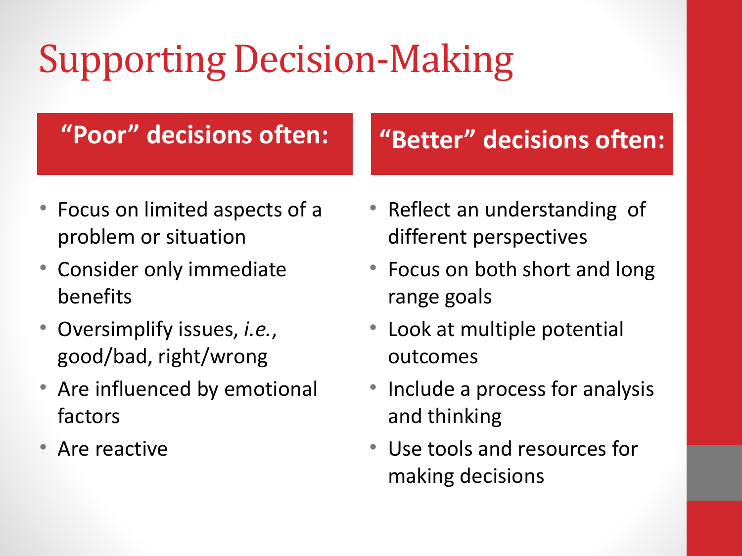# Supporting Decision-Making

## "Poor" decisions often:

- Focus on limited aspects of a problem or situation
- Consider only immediate benefits
- Oversimplify issues, *i.e.*, good/bad, right/wrong
- Are influenced by emotional factors
- Are reactive

## "Better" decisions often:

- Reflect an understanding of different perspectives
- Focus on both short and long range goals
- Look at multiple potential outcomes
- Include a process for analysis and thinking
- Use tools and resources for making decisions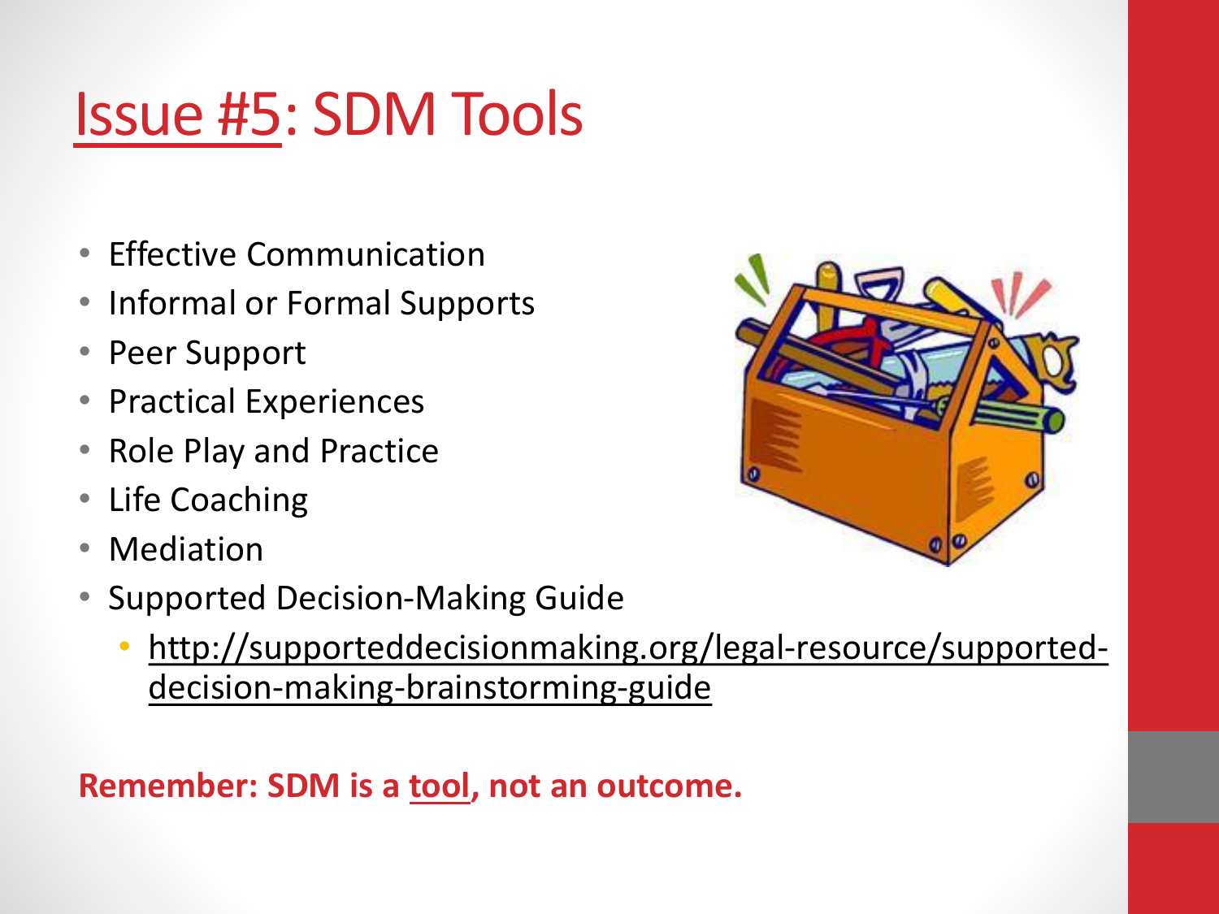# Issue #5: SDM Tools

- Effective Communication
- Informal or Formal Supports
- Peer Support
- Practical Experiences
- Role Play and Practice
- Life Coaching
- Mediation
- Supported Decision-Making Guide
  - http://supporteddecisionmaking.org/legal-resource/supported-decision-making-brainstorming-guide

**Remember: SDM is a tool, not an outcome.**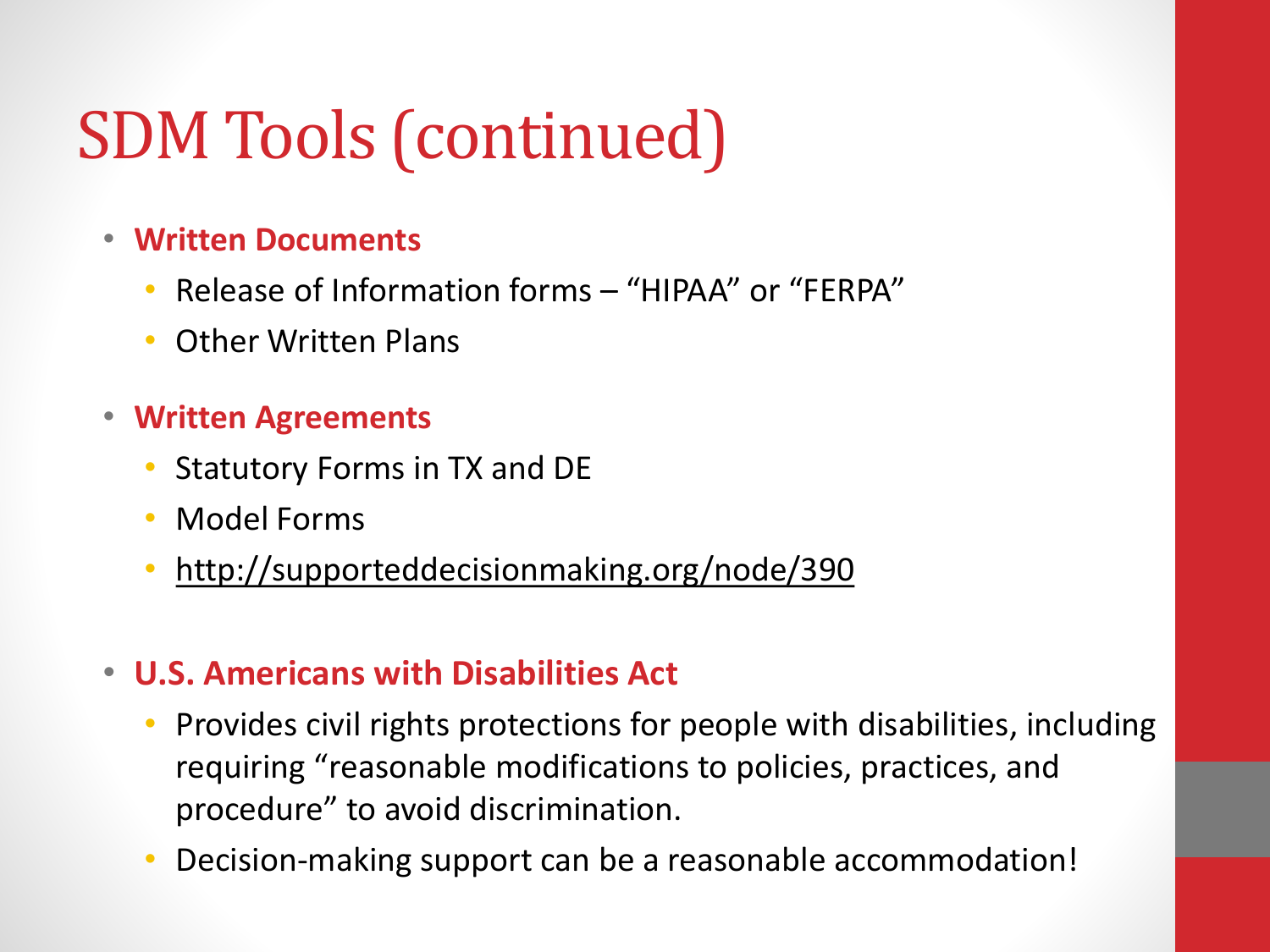# SDM Tools (continued)

- **Written Documents**
  - Release of Information forms – "HIPAA" or "FERPA"
  - Other Written Plans
- **Written Agreements**
  - Statutory Forms in TX and DE
  - Model Forms
  - http://supporteddecisionmaking.org/node/390
- **U.S. Americans with Disabilities Act**
  - Provides civil rights protections for people with disabilities, including requiring "reasonable modifications to policies, practices, and procedure" to avoid discrimination.
  - Decision-making support can be a reasonable accommodation!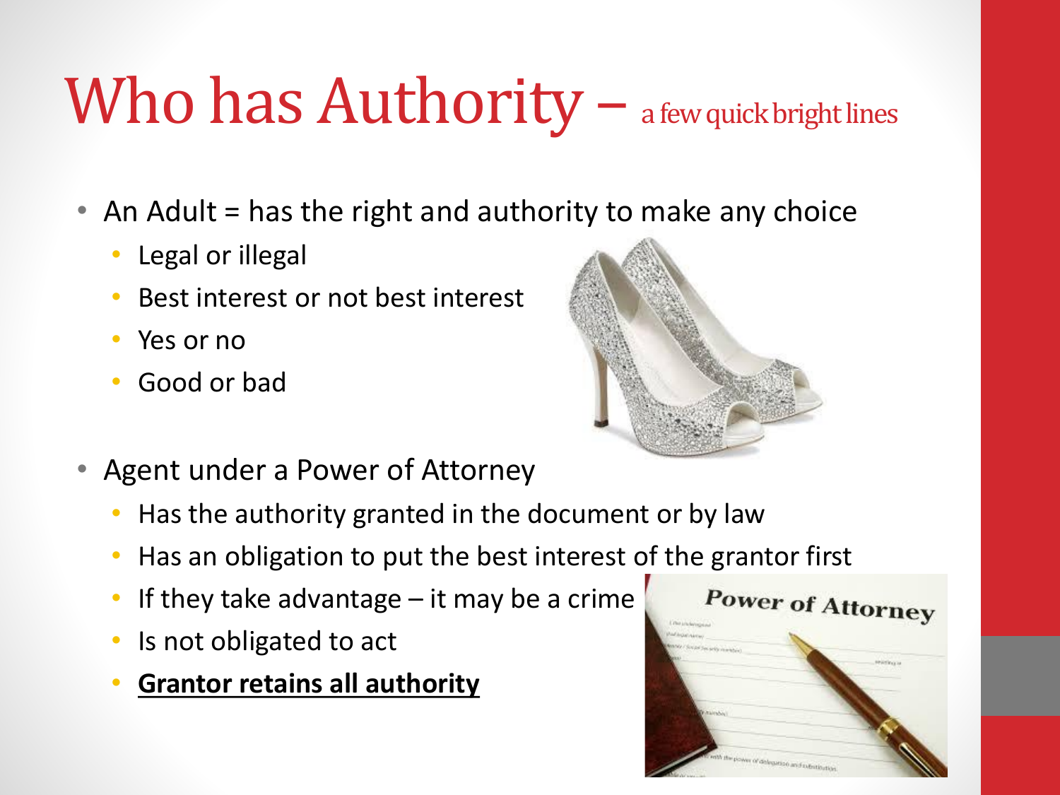# Who has Authority – a few quick bright lines

- An Adult = has the right and authority to make any choice
  - Legal or illegal
  - Best interest or not best interest
  - Yes or no
  - Good or bad
- Agent under a Power of Attorney
  - Has the authority granted in the document or by law
  - Has an obligation to put the best interest of the grantor first
  - If they take advantage – it may be a crime
  - Is not obligated to act
  - **Grantor retains all authority**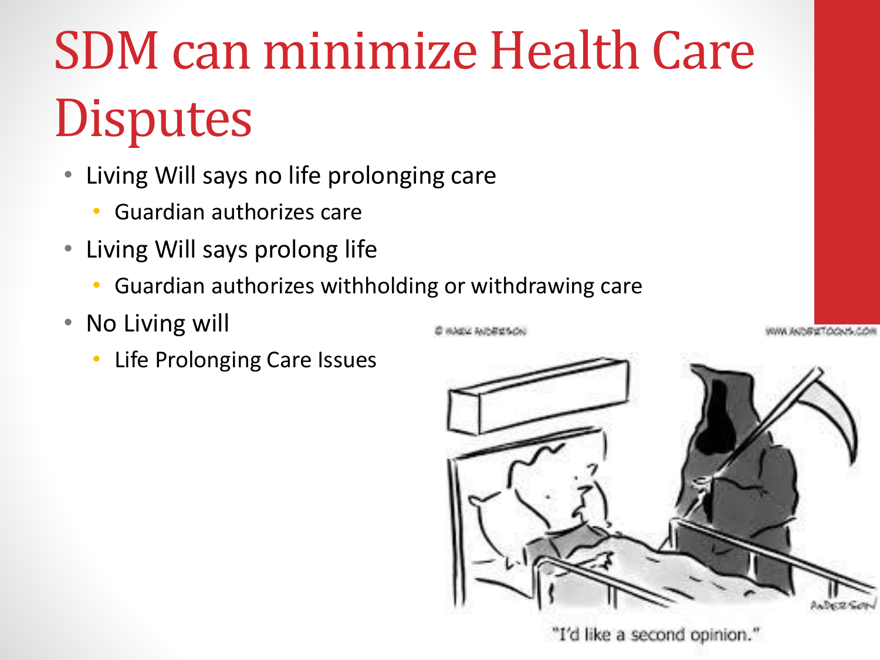# SDM can minimize Health Care Disputes

- Living Will says no life prolonging care
  - Guardian authorizes care
- Living Will says prolong life
  - Guardian authorizes withholding or withdrawing care
- No Living will
  - Life Prolonging Care Issues

"I'd like a second opinion."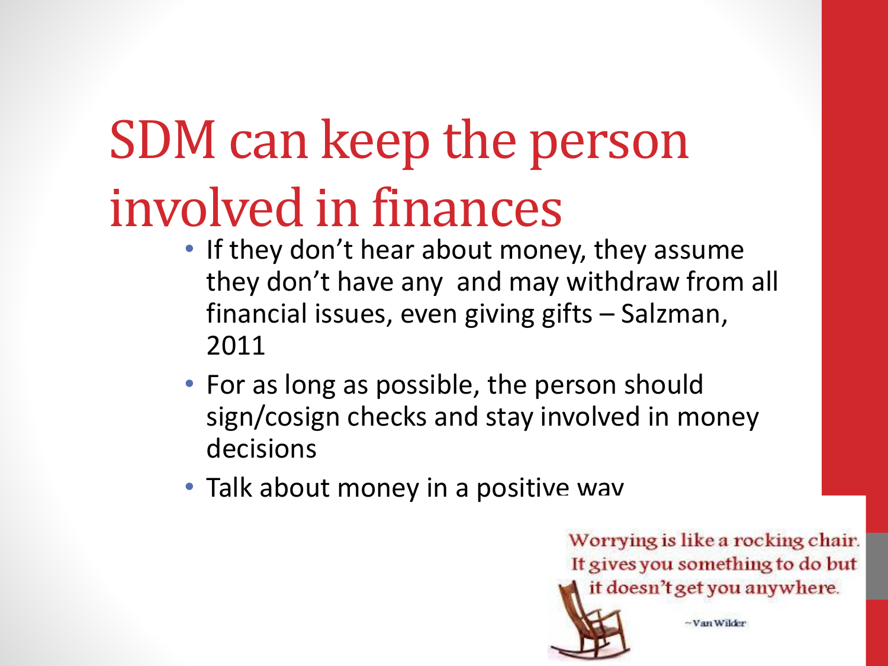# SDM can keep the person involved in finances

- If they don't hear about money, they assume they don't have any and may withdraw from all financial issues, even giving gifts – Salzman, 2011
- For as long as possible, the person should sign/cosign checks and stay involved in money decisions
- Talk about money in a positive way

Worrying is like a rocking chair. It gives you something to do but it doesn't get you anywhere.

~Van Wilder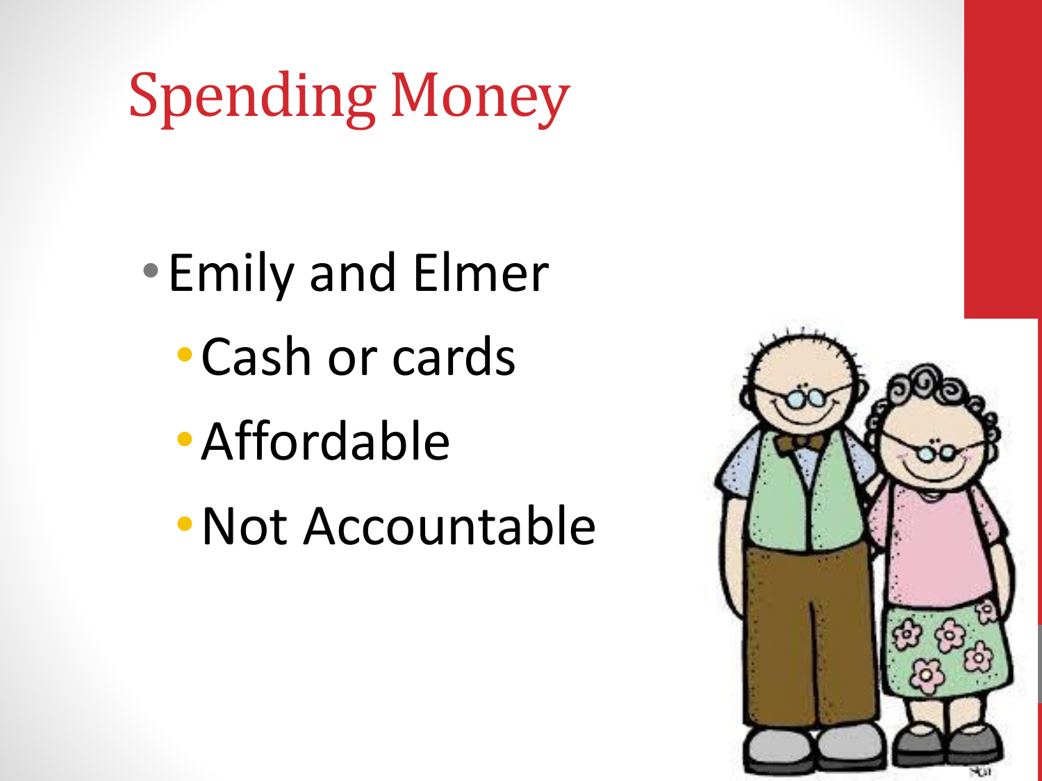# Spending Money

- Emily and Elmer
  - Cash or cards
  - Affordable
  - Not Accountable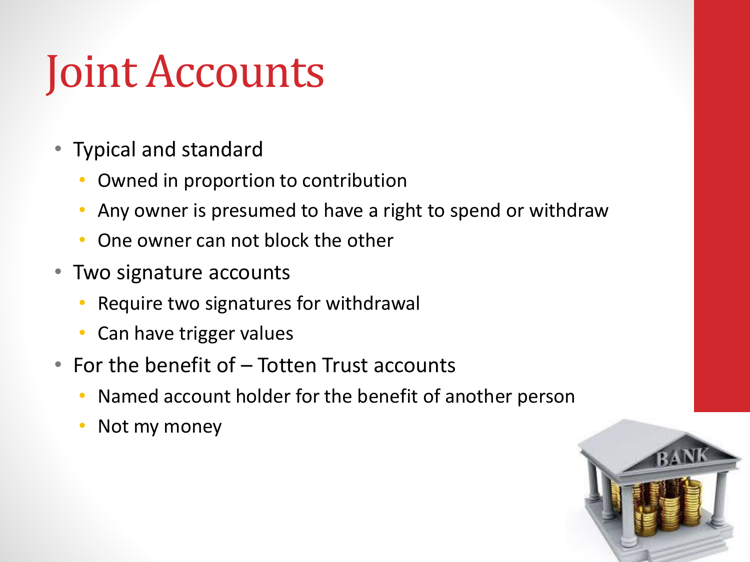# Joint Accounts

- Typical and standard
  - Owned in proportion to contribution
  - Any owner is presumed to have a right to spend or withdraw
  - One owner can not block the other
- Two signature accounts
  - Require two signatures for withdrawal
  - Can have trigger values
- For the benefit of – Totten Trust accounts
  - Named account holder for the benefit of another person
  - Not my money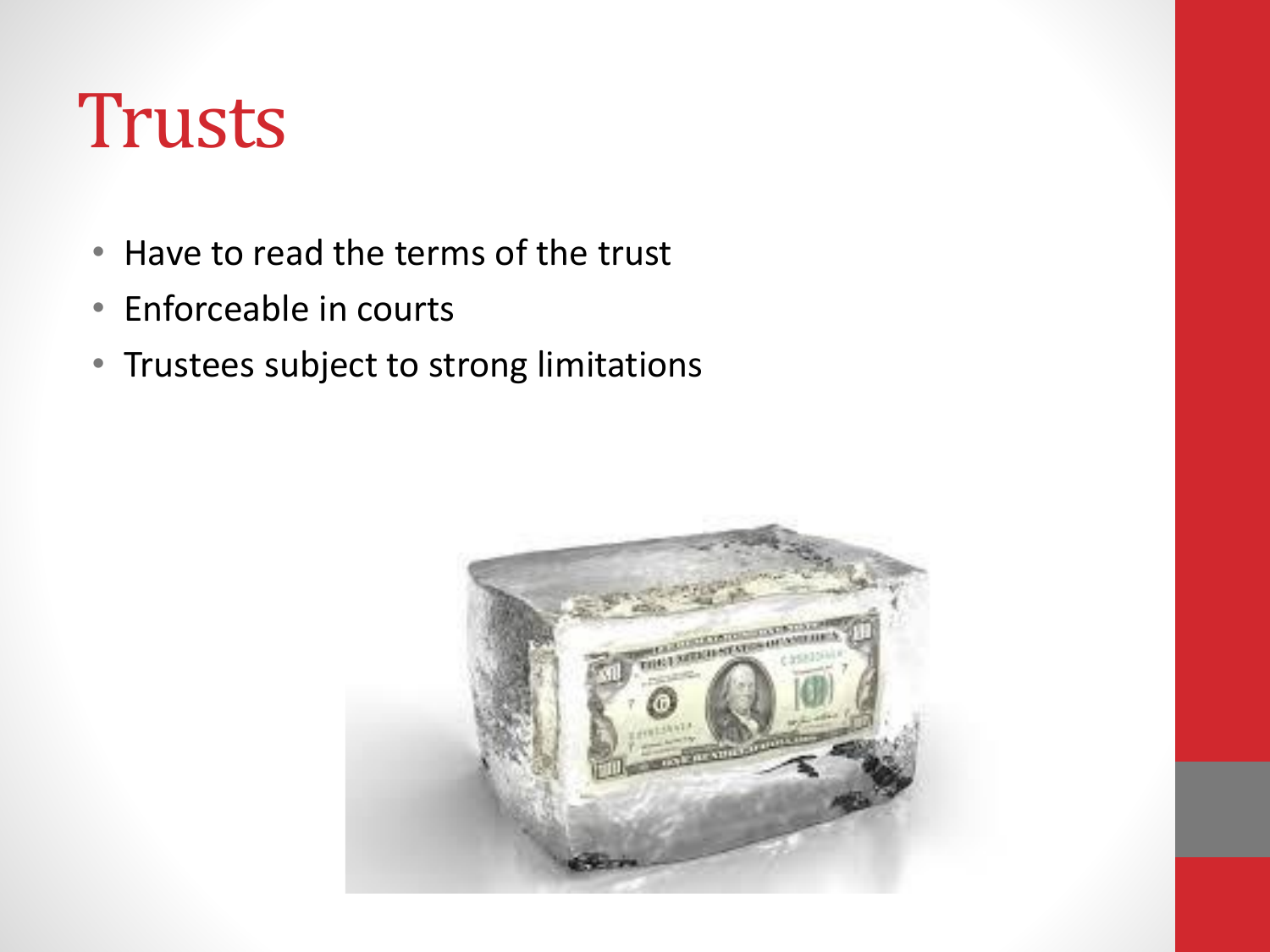# Trusts

- Have to read the terms of the trust
- Enforceable in courts
- Trustees subject to strong limitations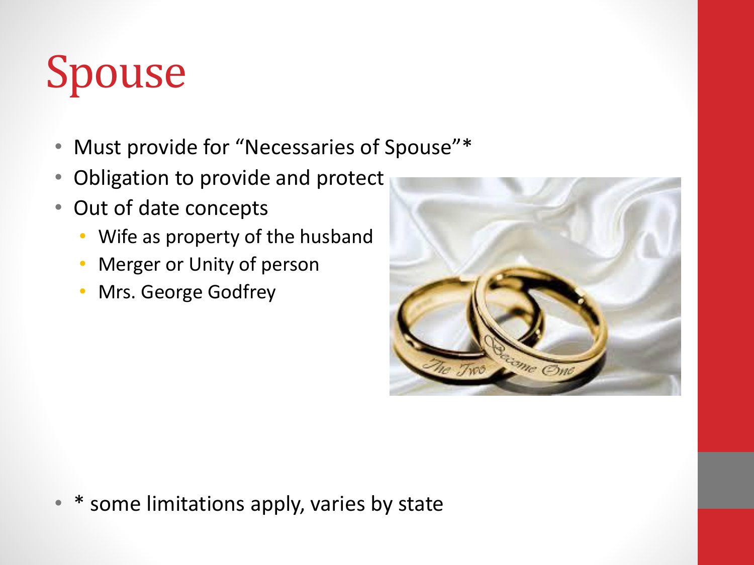# Spouse

- Must provide for "Necessaries of Spouse"*
- Obligation to provide and protect
- Out of date concepts
  - Wife as property of the husband
  - Merger or Unity of person
  - Mrs. George Godfrey

- * some limitations apply, varies by state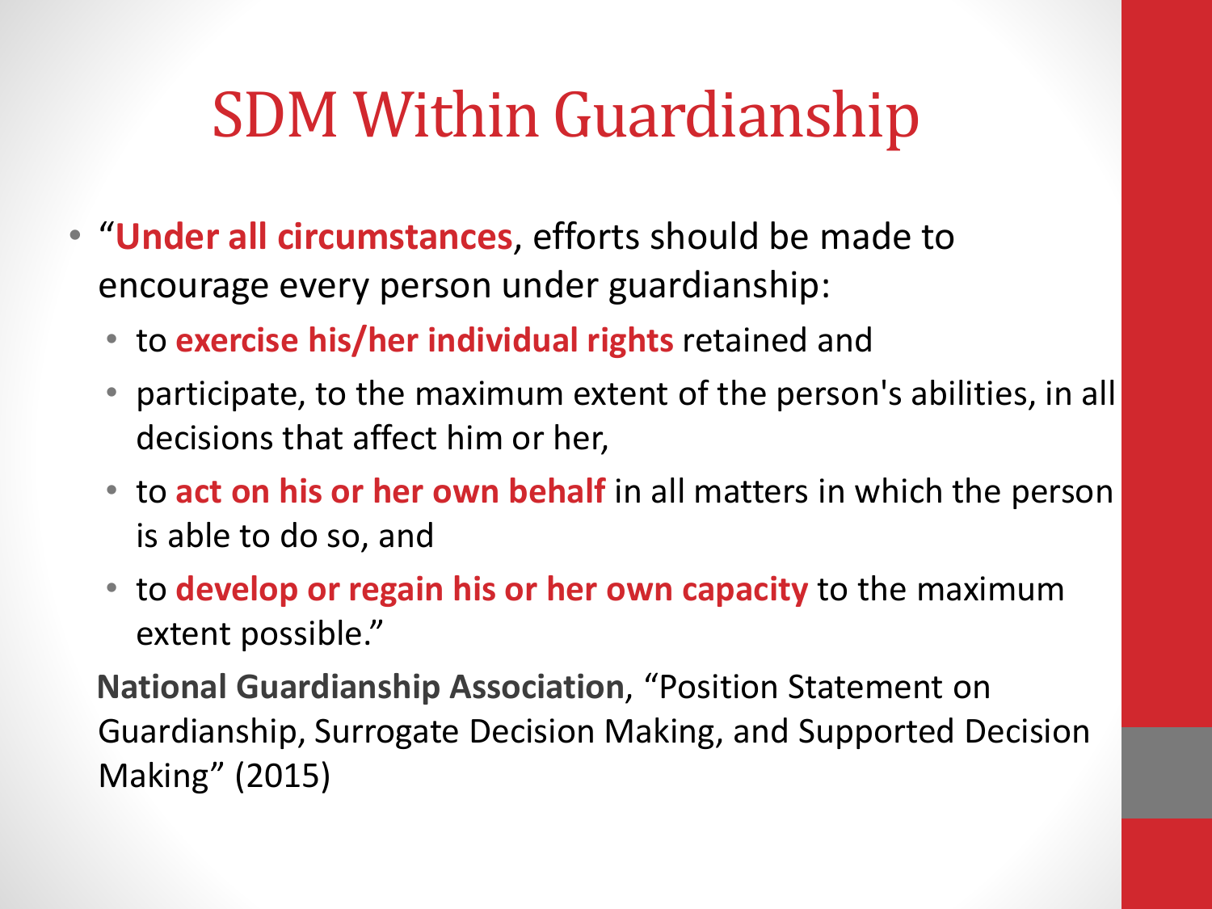# SDM Within Guardianship

- "**Under all circumstances**, efforts should be made to encourage every person under guardianship:
  - to **exercise his/her individual rights** retained and
  - participate, to the maximum extent of the person's abilities, in all decisions that affect him or her,
  - to **act on his or her own behalf** in all matters in which the person is able to do so, and
  - to **develop or regain his or her own capacity** to the maximum extent possible."

**National Guardianship Association**, "Position Statement on Guardianship, Surrogate Decision Making, and Supported Decision Making" (2015)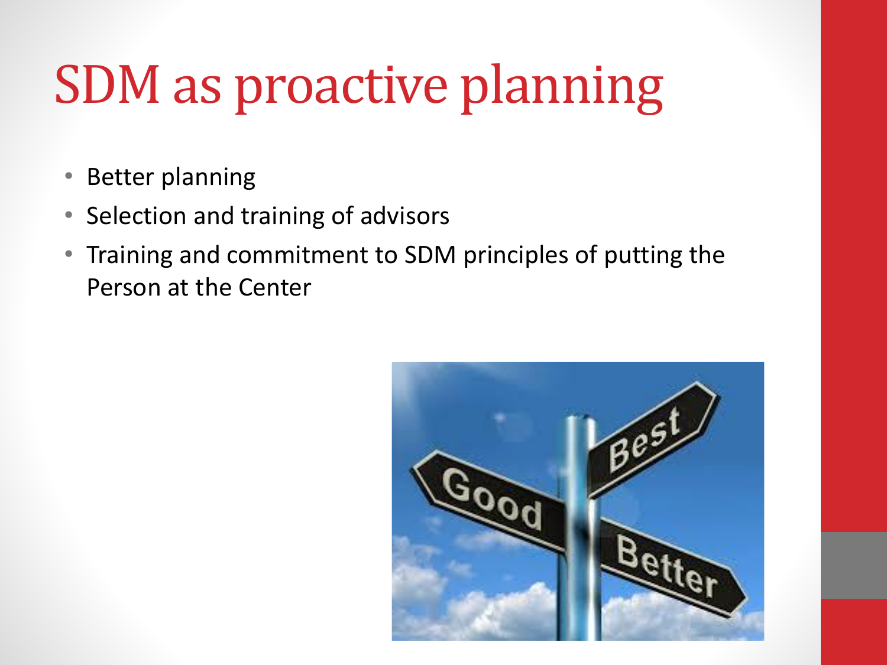# SDM as proactive planning

- Better planning
- Selection and training of advisors
- Training and commitment to SDM principles of putting the Person at the Center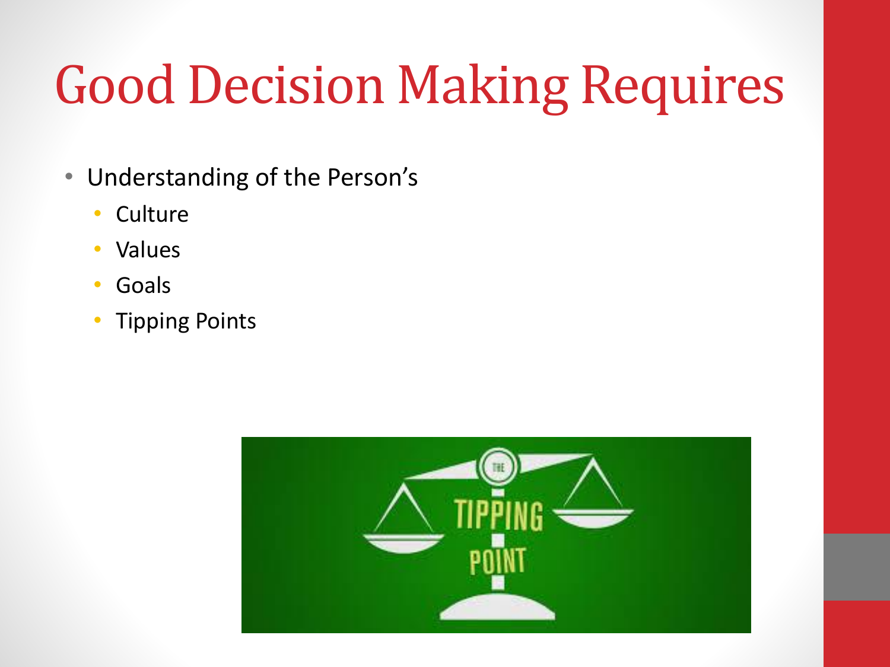# Good Decision Making Requires

- Understanding of the Person's
  - Culture
  - Values
  - Goals
  - Tipping Points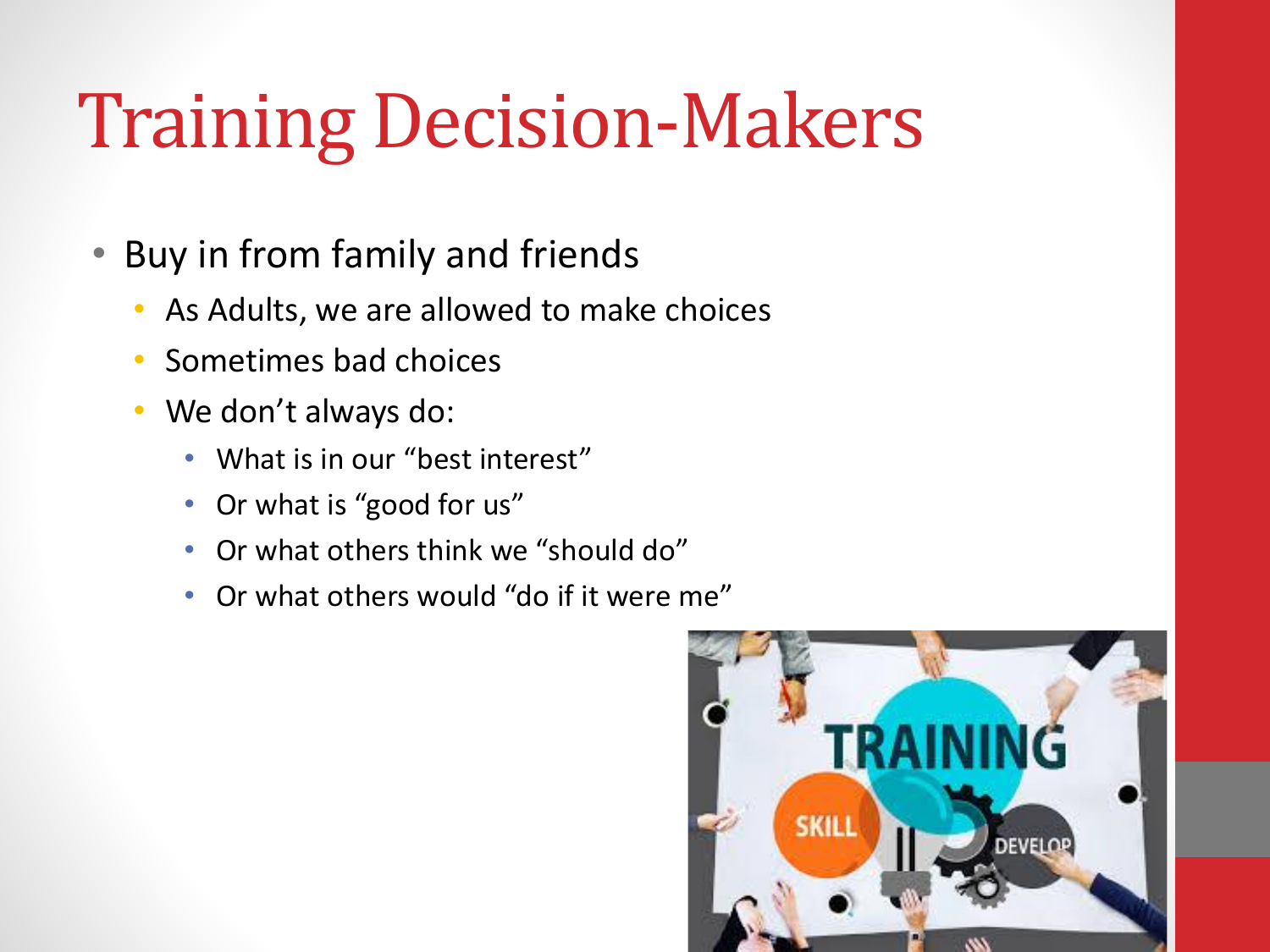# Training Decision-Makers

- Buy in from family and friends
  - As Adults, we are allowed to make choices
  - Sometimes bad choices
  - We don't always do:
    - What is in our "best interest"
    - Or what is "good for us"
    - Or what others think we "should do"
    - Or what others would "do if it were me"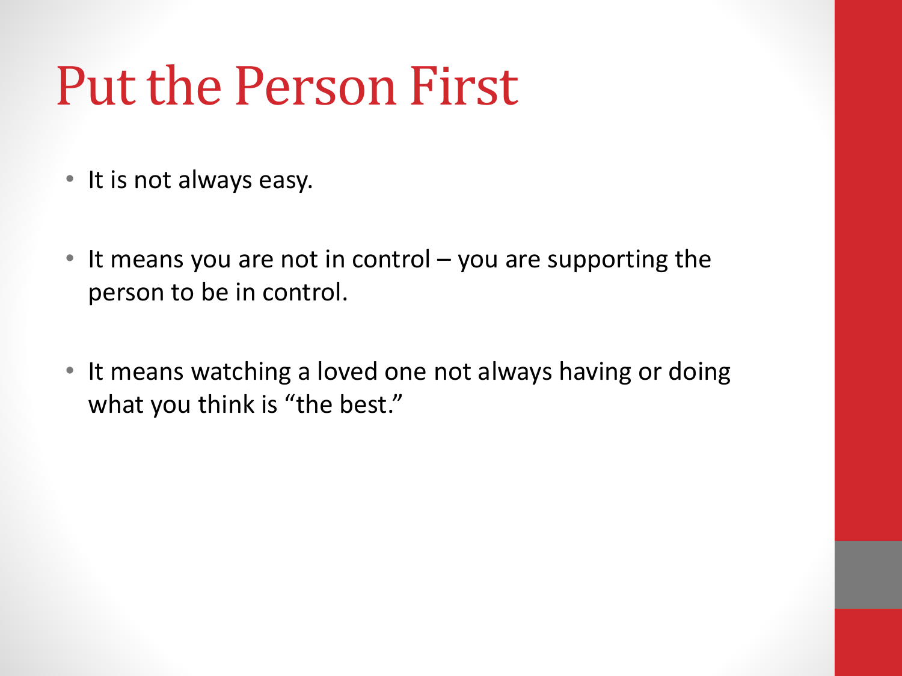# Put the Person First

- It is not always easy.
- It means you are not in control – you are supporting the person to be in control.
- It means watching a loved one not always having or doing what you think is "the best."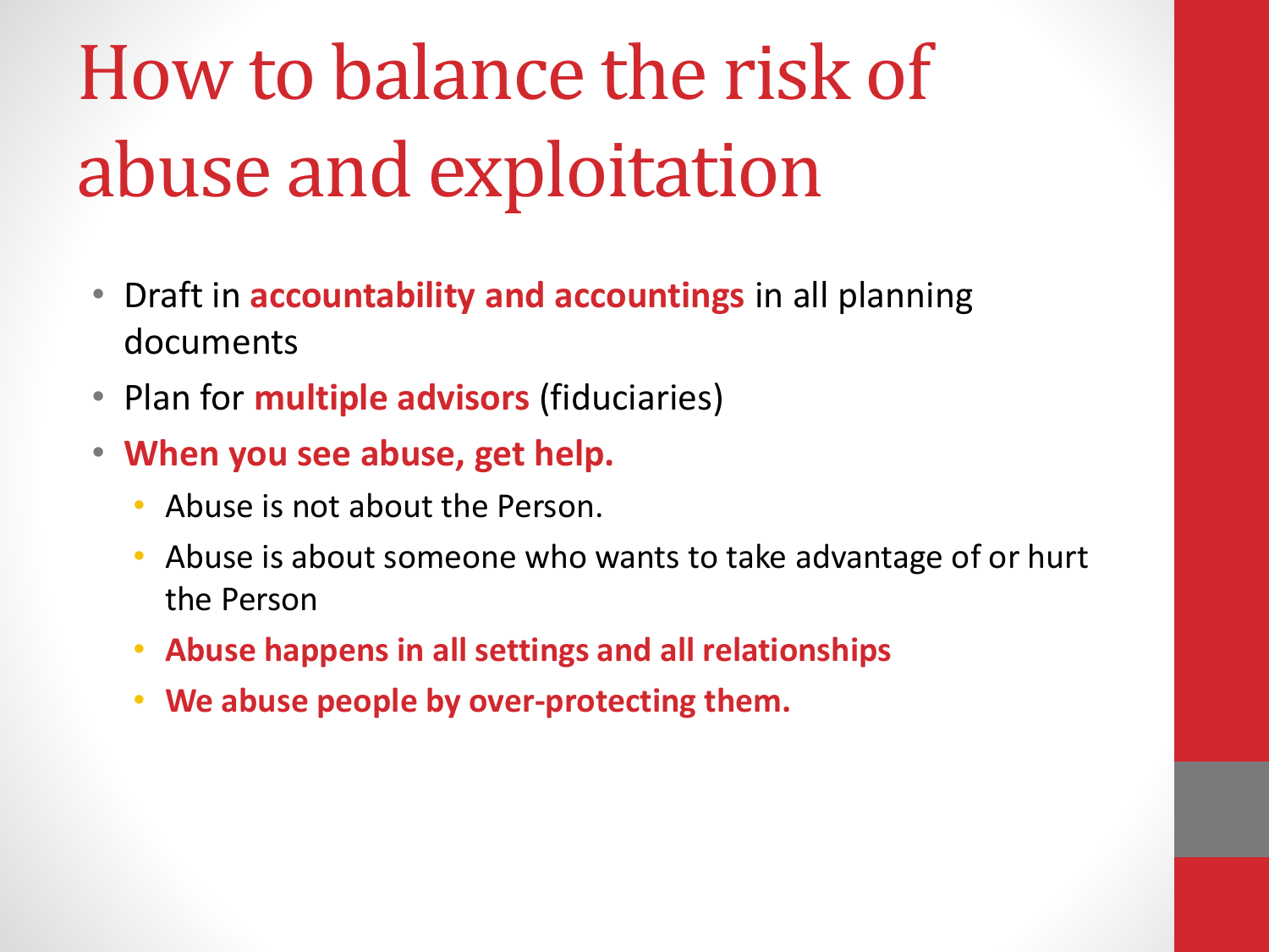# How to balance the risk of abuse and exploitation

- Draft in **accountability and accountings** in all planning documents
- Plan for **multiple advisors** (fiduciaries)
- **When you see abuse, get help.**
  - Abuse is not about the Person.
  - Abuse is about someone who wants to take advantage of or hurt the Person
  - **Abuse happens in all settings and all relationships**
  - **We abuse people by over-protecting them.**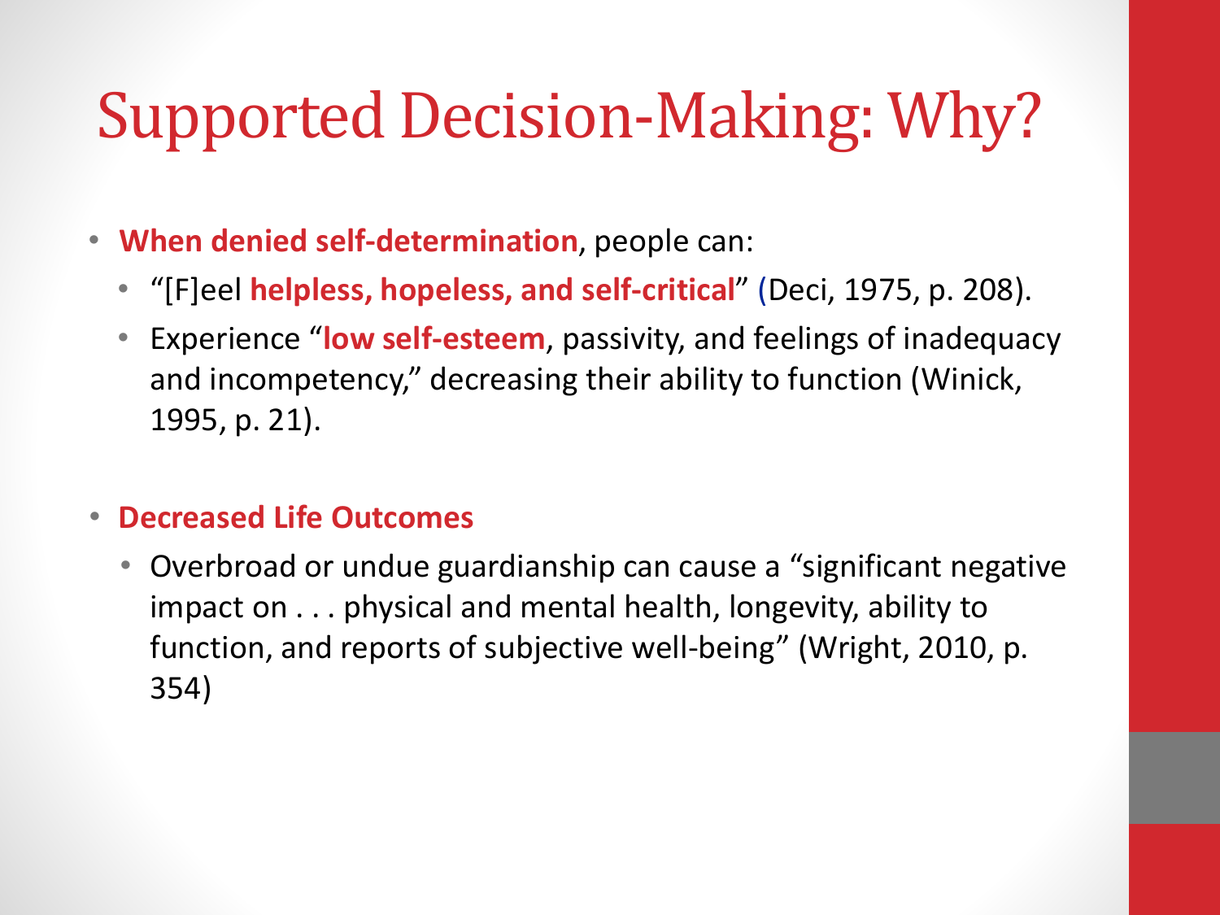# Supported Decision-Making: Why?

- **When denied self-determination**, people can:
  - "[F]eel **helpless, hopeless, and self-critical**" (Deci, 1975, p. 208).
  - Experience "**low self-esteem**, passivity, and feelings of inadequacy and incompetency," decreasing their ability to function (Winick, 1995, p. 21).

- **Decreased Life Outcomes**
  - Overbroad or undue guardianship can cause a "significant negative impact on . . . physical and mental health, longevity, ability to function, and reports of subjective well-being" (Wright, 2010, p. 354)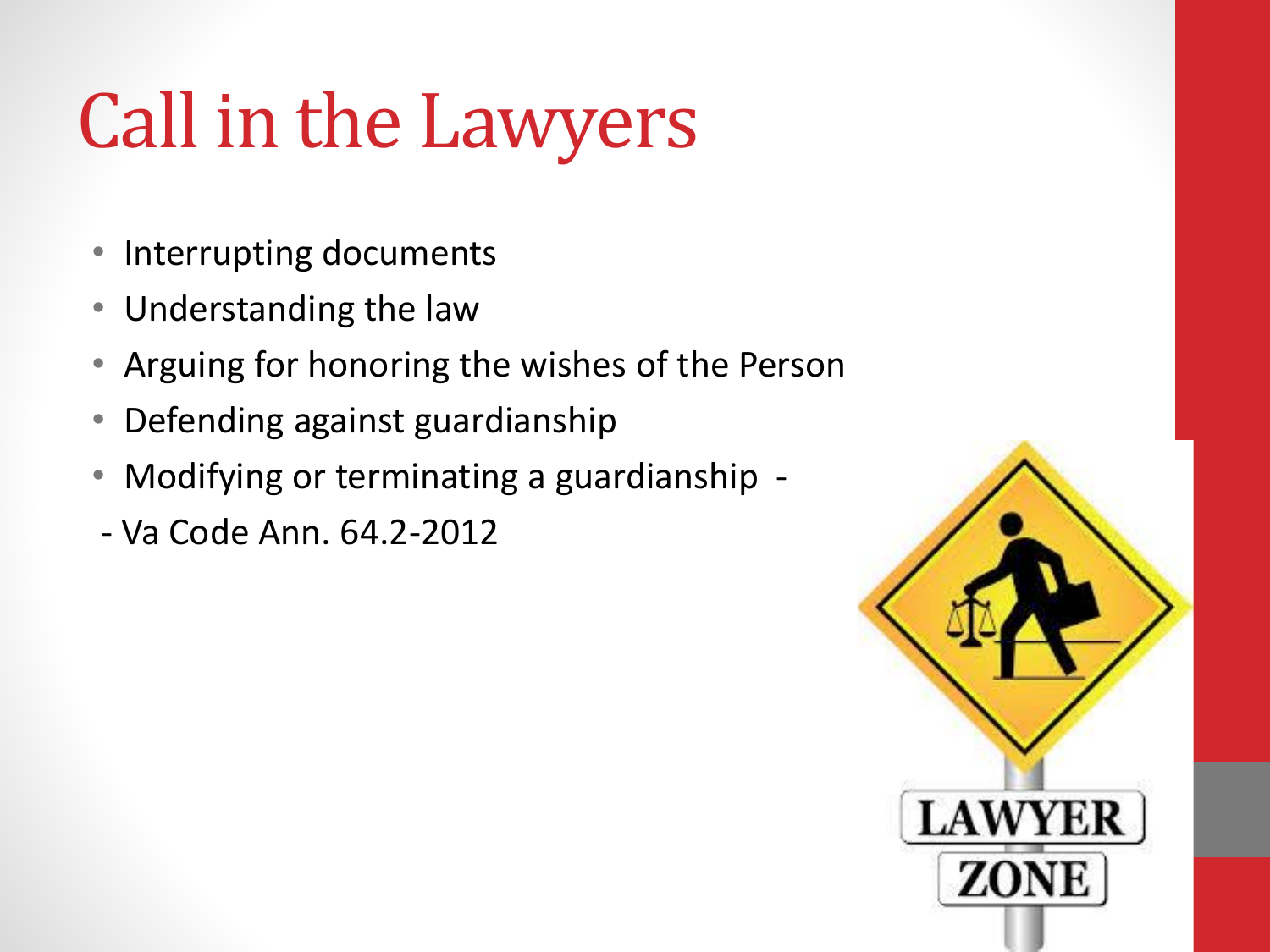# Call in the Lawyers

- Interrupting documents
- Understanding the law
- Arguing for honoring the wishes of the Person
- Defending against guardianship
- Modifying or terminating a guardianship -

- Va Code Ann. 64.2-2012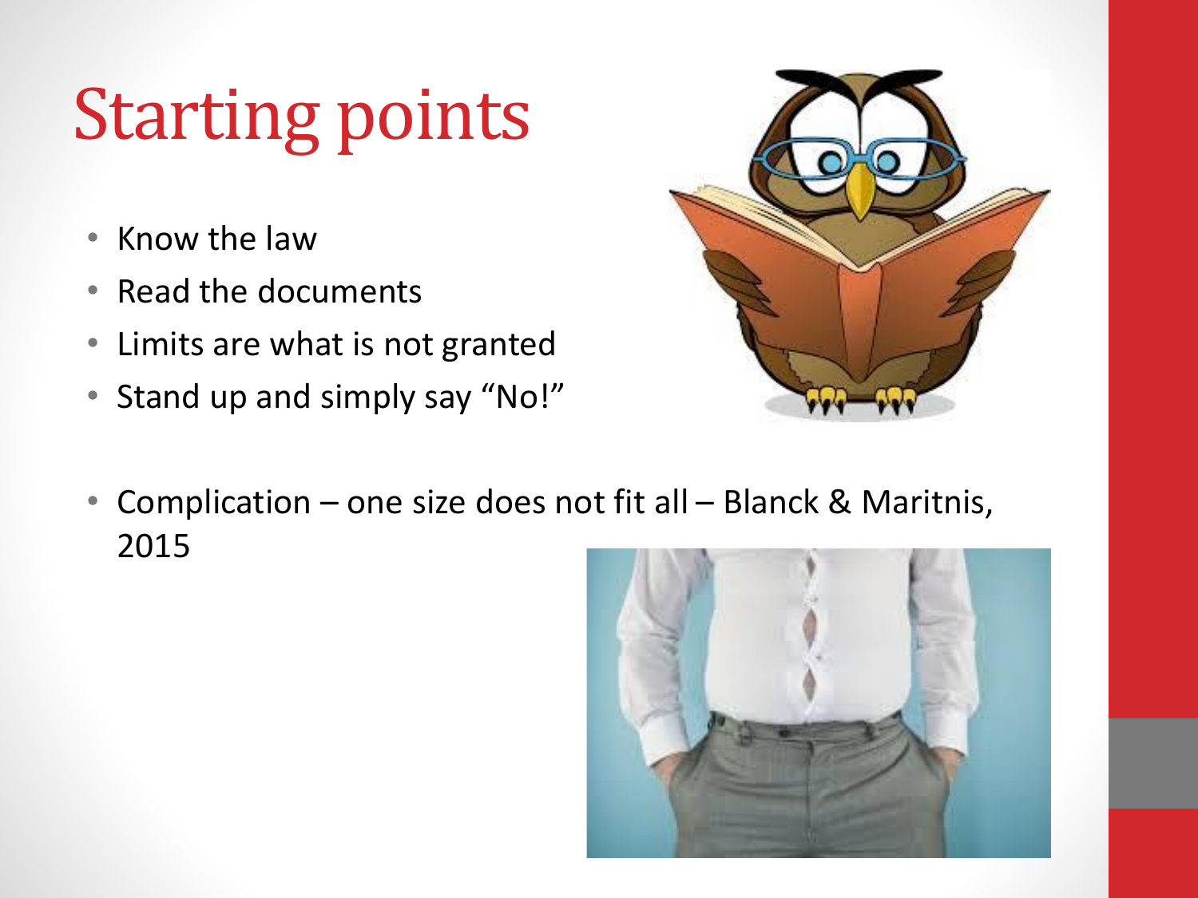# Starting points

- Know the law
- Read the documents
- Limits are what is not granted
- Stand up and simply say “No!”

- Complication – one size does not fit all – Blanck & Maritnis, 2015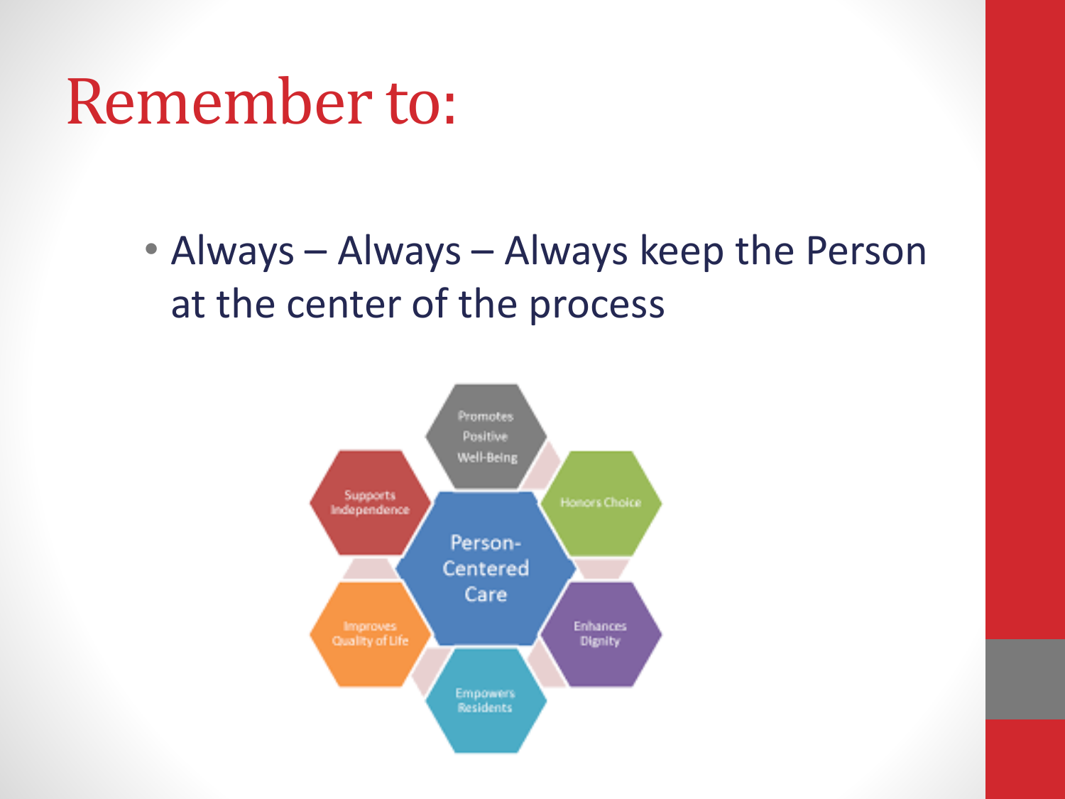# Remember to:

- Always – Always – Always keep the Person at the center of the process

Person-Centered Care

- Promotes Positive Well-Being
- Honors Choice
- Enhances Dignity
- Empowers Residents
- Improves Quality of Life
- Supports Independence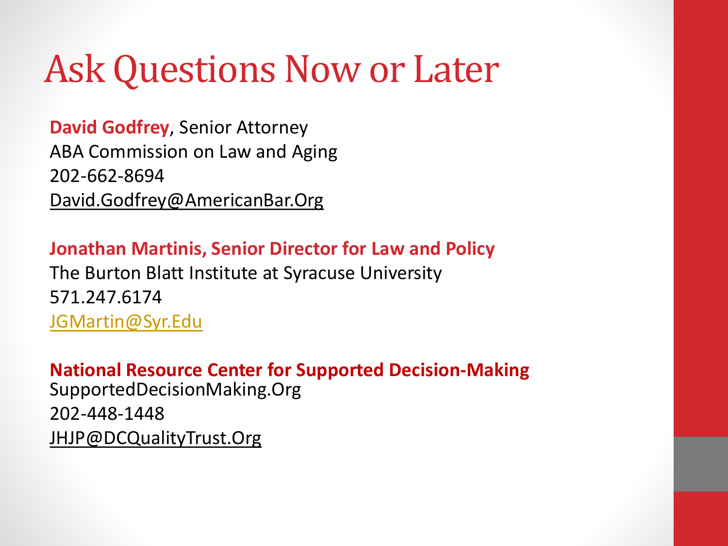# Ask Questions Now or Later

**David Godfrey**, Senior Attorney
ABA Commission on Law and Aging
202-662-8694
David.Godfrey@AmericanBar.Org

**Jonathan Martinis, Senior Director for Law and Policy**
The Burton Blatt Institute at Syracuse University
571.247.6174
JGMartin@Syr.Edu

**National Resource Center for Supported Decision-Making**
SupportedDecisionMaking.Org
202-448-1448
JHJP@DCQualityTrust.Org